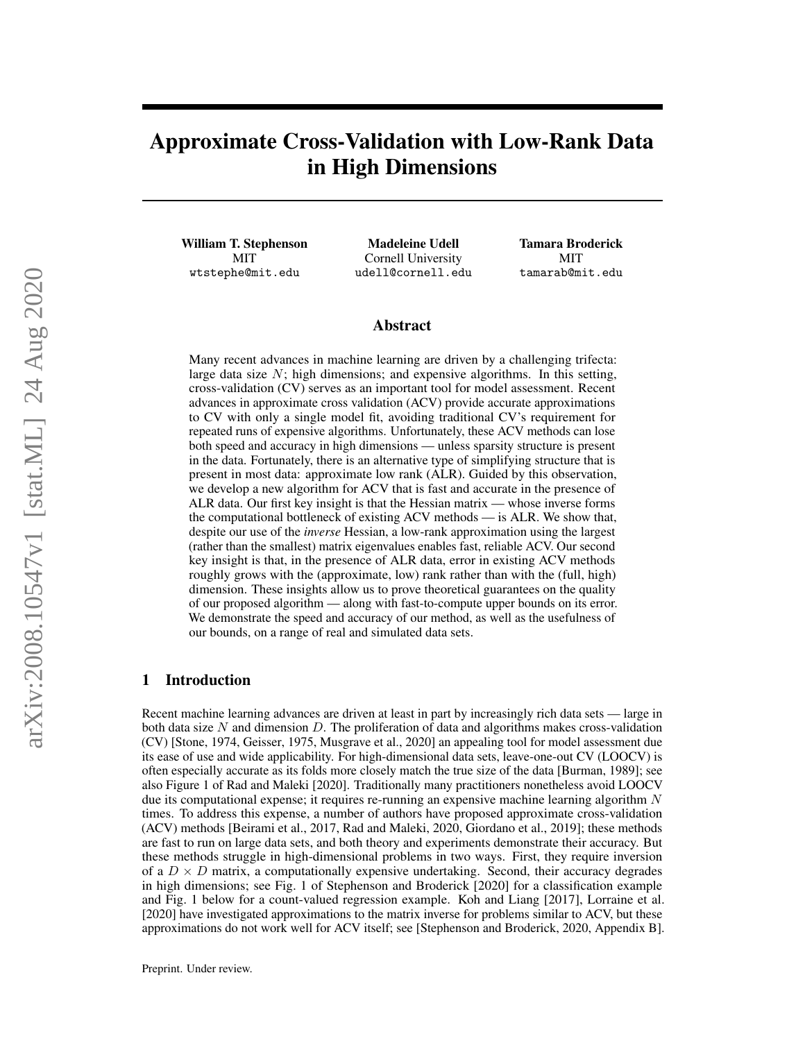# Approximate Cross-Validation with Low-Rank Data in High Dimensions

**William T. Stephenson**
MIT
wtstephe@mit.edu

**Madeleine Udell**
Cornell University
udell@cornell.edu

**Tamara Broderick**
MIT
tamarab@mit.edu

## Abstract

Many recent advances in machine learning are driven by a challenging trifecta: large data size $N$; high dimensions; and expensive algorithms. In this setting, cross-validation (CV) serves as an important tool for model assessment. Recent advances in approximate cross validation (ACV) provide accurate approximations to CV with only a single model fit, avoiding traditional CV's requirement for repeated runs of expensive algorithms. Unfortunately, these ACV methods can lose both speed and accuracy in high dimensions — unless sparsity structure is present in the data. Fortunately, there is an alternative type of simplifying structure that is present in most data: approximate low rank (ALR). Guided by this observation, we develop a new algorithm for ACV that is fast and accurate in the presence of ALR data. Our first key insight is that the Hessian matrix — whose inverse forms the computational bottleneck of existing ACV methods — is ALR. We show that, despite our use of the *inverse* Hessian, a low-rank approximation using the largest (rather than the smallest) matrix eigenvalues enables fast, reliable ACV. Our second key insight is that, in the presence of ALR data, error in existing ACV methods roughly grows with the (approximate, low) rank rather than with the (full, high) dimension. These insights allow us to prove theoretical guarantees on the quality of our proposed algorithm — along with fast-to-compute upper bounds on its error. We demonstrate the speed and accuracy of our method, as well as the usefulness of our bounds, on a range of real and simulated data sets.

## 1 Introduction

Recent machine learning advances are driven at least in part by increasingly rich data sets — large in both data size $N$ and dimension $D$. The proliferation of data and algorithms makes cross-validation (CV) [Stone, 1974, Geisser, 1975, Musgrave et al., 2020] an appealing tool for model assessment due its ease of use and wide applicability. For high-dimensional data sets, leave-one-out CV (LOOCV) is often especially accurate as its folds more closely match the true size of the data [Burman, 1989]; see also Figure 1 of Rad and Maleki [2020]. Traditionally many practitioners nonetheless avoid LOOCV due its computational expense; it requires re-running an expensive machine learning algorithm $N$ times. To address this expense, a number of authors have proposed approximate cross-validation (ACV) methods [Beirami et al., 2017, Rad and Maleki, 2020, Giordano et al., 2019]; these methods are fast to run on large data sets, and both theory and experiments demonstrate their accuracy. But these methods struggle in high-dimensional problems in two ways. First, they require inversion of a $D \times D$ matrix, a computationally expensive undertaking. Second, their accuracy degrades in high dimensions; see Fig. 1 of Stephenson and Broderick [2020] for a classification example and Fig. 1 below for a count-valued regression example. Koh and Liang [2017], Lorraine et al. [2020] have investigated approximations to the matrix inverse for problems similar to ACV, but these approximations do not work well for ACV itself; see [Stephenson and Broderick, 2020, Appendix B].

Preprint. Under review.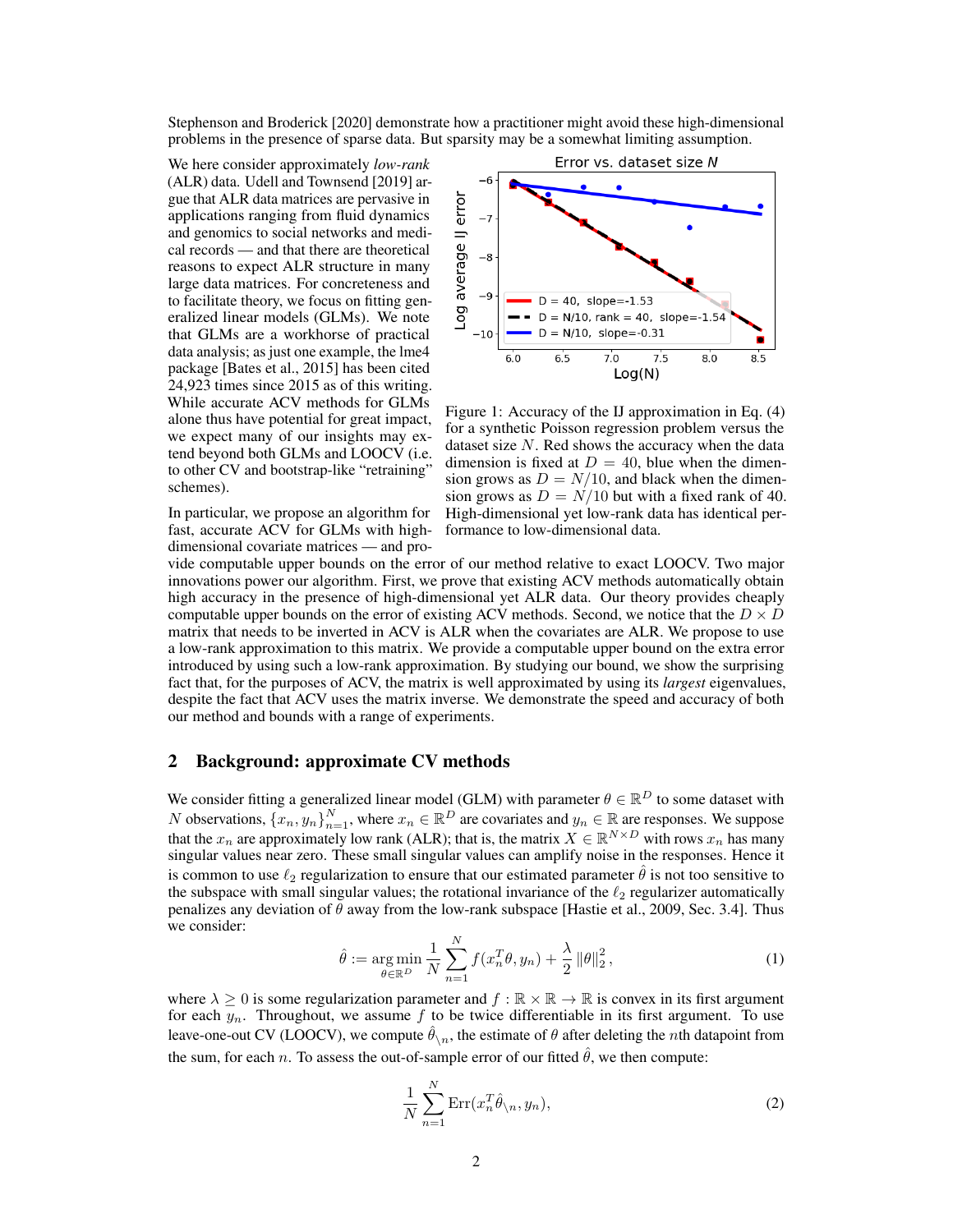Stephenson and Broderick [2020] demonstrate how a practitioner might avoid these high-dimensional problems in the presence of sparse data. But sparsity may be a somewhat limiting assumption.

We here consider approximately *low-rank* (ALR) data. Udell and Townsend [2019] argue that ALR data matrices are pervasive in applications ranging from fluid dynamics and genomics to social networks and medical records — and that there are theoretical reasons to expect ALR structure in many large data matrices. For concreteness and to facilitate theory, we focus on fitting generalized linear models (GLMs). We note that GLMs are a workhorse of practical data analysis; as just one example, the lme4 package [Bates et al., 2015] has been cited 24,923 times since 2015 as of this writing. While accurate ACV methods for GLMs alone thus have potential for great impact, we expect many of our insights may extend beyond both GLMs and LOOCV (i.e. to other CV and bootstrap-like "retraining" schemes).

Figure 1: Accuracy of the IJ approximation in Eq. (4) for a synthetic Poisson regression problem versus the dataset size $N$. Red shows the accuracy when the data dimension is fixed at $D = 40$, blue when the dimension grows as $D = N/10$, and black when the dimension grows as $D = N/10$ but with a fixed rank of 40. High-dimensional yet low-rank data has identical performance to low-dimensional data.

In particular, we propose an algorithm for fast, accurate ACV for GLMs with high-dimensional covariate matrices — and provide computable upper bounds on the error of our method relative to exact LOOCV. Two major innovations power our algorithm. First, we prove that existing ACV methods automatically obtain high accuracy in the presence of high-dimensional yet ALR data. Our theory provides cheaply computable upper bounds on the error of existing ACV methods. Second, we notice that the $D \times D$ matrix that needs to be inverted in ACV is ALR when the covariates are ALR. We propose to use a low-rank approximation to this matrix. We provide a computable upper bound on the extra error introduced by using such a low-rank approximation. By studying our bound, we show the surprising fact that, for the purposes of ACV, the matrix is well approximated by using its *largest* eigenvalues, despite the fact that ACV uses the matrix inverse. We demonstrate the speed and accuracy of both our method and bounds with a range of experiments.

## 2 Background: approximate CV methods

We consider fitting a generalized linear model (GLM) with parameter $\theta \in \mathbb{R}^D$ to some dataset with $N$ observations, $\{x_n, y_n\}_{n=1}^N$, where $x_n \in \mathbb{R}^D$ are covariates and $y_n \in \mathbb{R}$ are responses. We suppose that the $x_n$ are approximately low rank (ALR); that is, the matrix $X \in \mathbb{R}^{N \times D}$ with rows $x_n$ has many singular values near zero. These small singular values can amplify noise in the responses. Hence it is common to use $\ell_2$ regularization to ensure that our estimated parameter $\hat{\theta}$ is not too sensitive to the subspace with small singular values; the rotational invariance of the $\ell_2$ regularizer automatically penalizes any deviation of $\theta$ away from the low-rank subspace [Hastie et al., 2009, Sec. 3.4]. Thus we consider:

$$\hat{\theta} := \underset{\theta \in \mathbb{R}^D}{\arg\min} \frac{1}{N} \sum_{n=1}^N f(x_n^T \theta, y_n) + \frac{\lambda}{2} \|\theta\|_2^2, \tag{1}$$

where $\lambda \geq 0$ is some regularization parameter and $f : \mathbb{R} \times \mathbb{R} \to \mathbb{R}$ is convex in its first argument for each $y_n$. Throughout, we assume $f$ to be twice differentiable in its first argument. To use leave-one-out CV (LOOCV), we compute $\hat{\theta}_{\backslash n}$, the estimate of $\theta$ after deleting the $n$th datapoint from the sum, for each $n$. To assess the out-of-sample error of our fitted $\hat{\theta}$, we then compute:

$$\frac{1}{N} \sum_{n=1}^N \mathrm{Err}(x_n^T \hat{\theta}_{\backslash n}, y_n), \tag{2}$$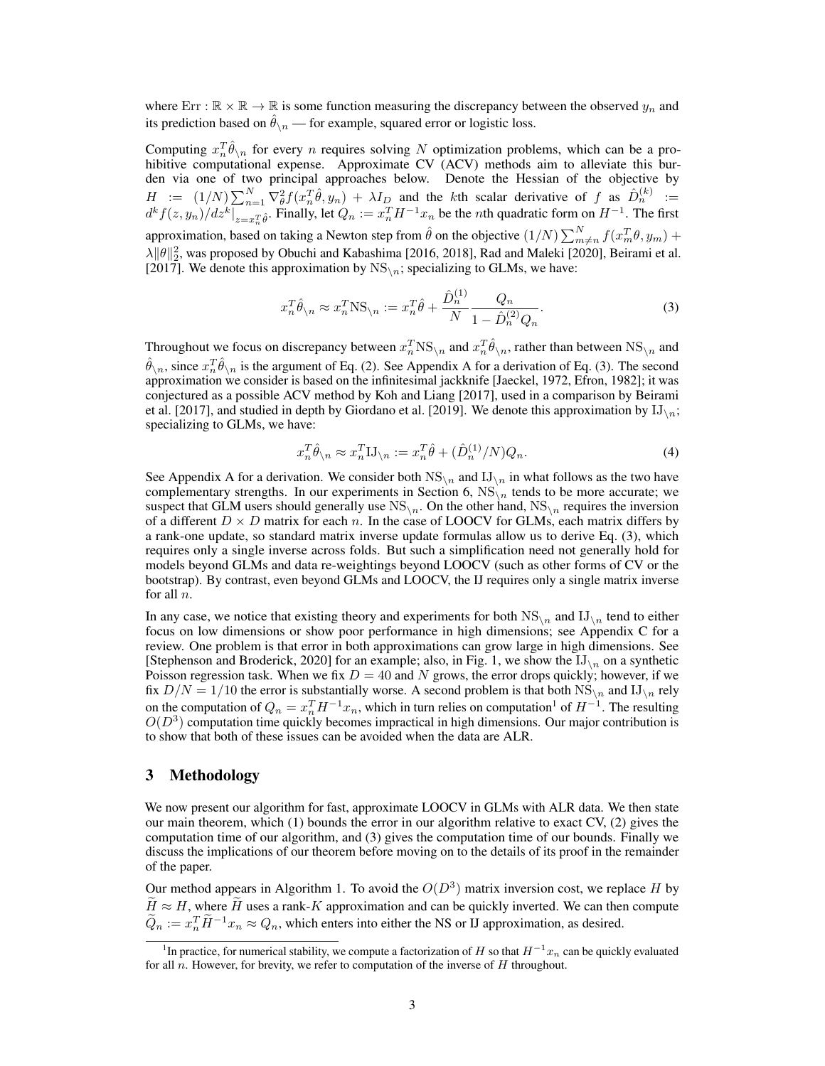where $\mathrm{Err} : \mathbb{R} \times \mathbb{R} \to \mathbb{R}$ is some function measuring the discrepancy between the observed $y_n$ and its prediction based on $\hat{\theta}_{\backslash n}$ — for example, squared error or logistic loss.

Computing $x_n^T \hat{\theta}_{\backslash n}$ for every $n$ requires solving $N$ optimization problems, which can be a prohibitive computational expense. Approximate CV (ACV) methods aim to alleviate this burden via one of two principal approaches below. Denote the Hessian of the objective by $H := (1/N) \sum_{n=1}^{N} \nabla_\theta^2 f(x_n^T \hat{\theta}, y_n) + \lambda I_D$ and the $k$th scalar derivative of $f$ as $\hat{D}_n^{(k)} := d^k f(z, y_n)/dz^k |_{z = x_n^T \hat{\theta}}$. Finally, let $Q_n := x_n^T H^{-1} x_n$ be the $n$th quadratic form on $H^{-1}$. The first approximation, based on taking a Newton step from $\hat{\theta}$ on the objective $(1/N) \sum_{m \neq n}^{N} f(x_m^T \theta, y_m) + \lambda \|\theta\|_2^2$, was proposed by Obuchi and Kabashima [2016, 2018], Rad and Maleki [2020], Beirami et al. [2017]. We denote this approximation by $\mathrm{NS}_{\backslash n}$; specializing to GLMs, we have:

$$x_n^T \hat{\theta}_{\backslash n} \approx x_n^T \mathrm{NS}_{\backslash n} := x_n^T \hat{\theta} + \frac{\hat{D}_n^{(1)}}{N} \frac{Q_n}{1 - \hat{D}_n^{(2)} Q_n}. \tag{3}$$

Throughout we focus on discrepancy between $x_n^T \mathrm{NS}_{\backslash n}$ and $x_n^T \hat{\theta}_{\backslash n}$, rather than between $\mathrm{NS}_{\backslash n}$ and $\hat{\theta}_{\backslash n}$, since $x_n^T \hat{\theta}_{\backslash n}$ is the argument of Eq. (2). See Appendix A for a derivation of Eq. (3). The second approximation we consider is based on the infinitesimal jackknife [Jaeckel, 1972, Efron, 1982]; it was conjectured as a possible ACV method by Koh and Liang [2017], used in a comparison by Beirami et al. [2017], and studied in depth by Giordano et al. [2019]. We denote this approximation by $\mathrm{IJ}_{\backslash n}$; specializing to GLMs, we have:

$$x_n^T \hat{\theta}_{\backslash n} \approx x_n^T \mathrm{IJ}_{\backslash n} := x_n^T \hat{\theta} + (\hat{D}_n^{(1)}/N) Q_n. \tag{4}$$

See Appendix A for a derivation. We consider both $\mathrm{NS}_{\backslash n}$ and $\mathrm{IJ}_{\backslash n}$ in what follows as the two have complementary strengths. In our experiments in Section 6, $\mathrm{NS}_{\backslash n}$ tends to be more accurate; we suspect that GLM users should generally use $\mathrm{NS}_{\backslash n}$. On the other hand, $\mathrm{NS}_{\backslash n}$ requires the inversion of a different $D \times D$ matrix for each $n$. In the case of LOOCV for GLMs, each matrix differs by a rank-one update, so standard matrix inverse update formulas allow us to derive Eq. (3), which requires only a single inverse across folds. But such a simplification need not generally hold for models beyond GLMs and data re-weightings beyond LOOCV (such as other forms of CV or the bootstrap). By contrast, even beyond GLMs and LOOCV, the IJ requires only a single matrix inverse for all $n$.

In any case, we notice that existing theory and experiments for both $\mathrm{NS}_{\backslash n}$ and $\mathrm{IJ}_{\backslash n}$ tend to either focus on low dimensions or show poor performance in high dimensions; see Appendix C for a review. One problem is that error in both approximations can grow large in high dimensions. See [Stephenson and Broderick, 2020] for an example; also, in Fig. 1, we show the $\mathrm{IJ}_{\backslash n}$ on a synthetic Poisson regression task. When we fix $D = 40$ and $N$ grows, the error drops quickly; however, if we fix $D/N = 1/10$ the error is substantially worse. A second problem is that both $\mathrm{NS}_{\backslash n}$ and $\mathrm{IJ}_{\backslash n}$ rely on the computation of $Q_n = x_n^T H^{-1} x_n$, which in turn relies on computation[1] of $H^{-1}$. The resulting $O(D^3)$ computation time quickly becomes impractical in high dimensions. Our major contribution is to show that both of these issues can be avoided when the data are ALR.

## 3 Methodology

We now present our algorithm for fast, approximate LOOCV in GLMs with ALR data. We then state our main theorem, which (1) bounds the error in our algorithm relative to exact CV, (2) gives the computation time of our algorithm, and (3) gives the computation time of our bounds. Finally we discuss the implications of our theorem before moving on to the details of its proof in the remainder of the paper.

Our method appears in Algorithm 1. To avoid the $O(D^3)$ matrix inversion cost, we replace $H$ by $\widetilde{H} \approx H$, where $\widetilde{H}$ uses a rank-$K$ approximation and can be quickly inverted. We can then compute $\widetilde{Q}_n := x_n^T \widetilde{H}^{-1} x_n \approx Q_n$, which enters into either the NS or IJ approximation, as desired.

[1] In practice, for numerical stability, we compute a factorization of $H$ so that $H^{-1} x_n$ can be quickly evaluated for all $n$. However, for brevity, we refer to computation of the inverse of $H$ throughout.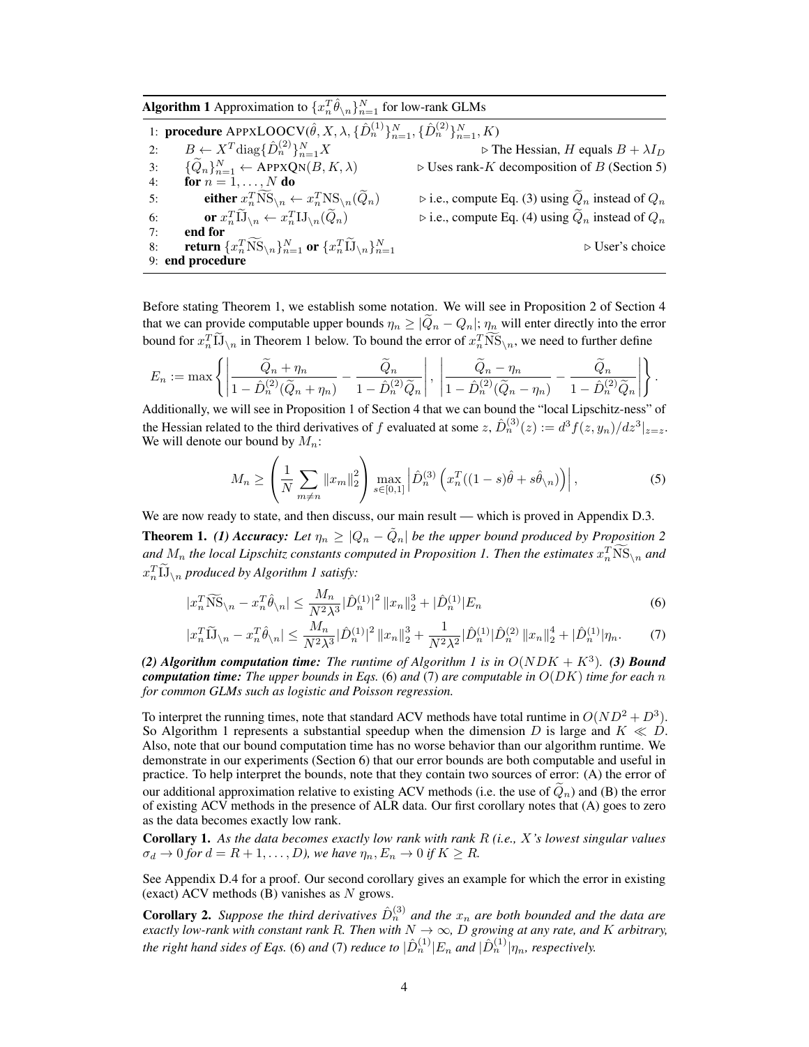**Algorithm 1** Approximation to $\{x_n^T \hat{\theta}_{\setminus n}\}_{n=1}^N$ for low-rank GLMs

```
1: procedure APPXLOOCV(θ̂, X, λ, {D̂_n^(1)}_{n=1}^N, {D̂_n^(2)}_{n=1}^N, K)
2:     B ← X^T diag{D̂_n^(2)}_{n=1}^N X                    ▷ The Hessian, H equals B + λI_D
3:     {Q̃_n}_{n=1}^N ← APPXQN(B, K, λ)          ▷ Uses rank-K decomposition of B (Section 5)
4:     for n = 1, ..., N do
5:         either x_n^T NS~_\n ← x_n^T NS_\n(Q̃_n)      ▷ i.e., compute Eq. (3) using Q̃_n instead of Q_n
6:         or x_n^T IJ~_\n ← x_n^T IJ_\n(Q̃_n)          ▷ i.e., compute Eq. (4) using Q̃_n instead of Q_n
7:     end for
8:     return {x_n^T NS~_\n}_{n=1}^N or {x_n^T IJ~_\n}_{n=1}^N                    ▷ User's choice
9: end procedure
```

Before stating Theorem 1, we establish some notation. We will see in Proposition 2 of Section 4 that we can provide computable upper bounds $\eta_n \geq |\widetilde{Q}_n - Q_n|$; $\eta_n$ will enter directly into the error bound for $x_n^T \widetilde{\mathrm{IJ}}_{\setminus n}$ in Theorem 1 below. To bound the error of $x_n^T \widetilde{\mathrm{NS}}_{\setminus n}$, we need to further define

$$E_n := \max \left\{ \left| \frac{\widetilde{Q}_n + \eta_n}{1 - \hat{D}_n^{(2)}(\widetilde{Q}_n + \eta_n)} - \frac{\widetilde{Q}_n}{1 - \hat{D}_n^{(2)}\widetilde{Q}_n} \right|, \left| \frac{\widetilde{Q}_n - \eta_n}{1 - \hat{D}_n^{(2)}(\widetilde{Q}_n - \eta_n)} - \frac{\widetilde{Q}_n}{1 - \hat{D}_n^{(2)}\widetilde{Q}_n} \right| \right\}.$$

Additionally, we will see in Proposition 1 of Section 4 that we can bound the "local Lipschitz-ness" of the Hessian related to the third derivatives of $f$ evaluated at some $z$, $\hat{D}_n^{(3)}(z) := d^3 f(z, y_n)/dz^3|_{z=z}$. We will denote our bound by $M_n$:

$$M_n \geq \left( \frac{1}{N} \sum_{m \neq n} \|x_m\|_2^2 \right) \max_{s \in [0,1]} \left| \hat{D}_n^{(3)} \left( x_n^T ((1-s)\hat{\theta} + s\hat{\theta}_{\setminus n}) \right) \right|, \tag{5}$$

We are now ready to state, and then discuss, our main result — which is proved in Appendix D.3.

**Theorem 1.** ***(1) Accuracy:*** *Let $\eta_n \geq |Q_n - \tilde{Q}_n|$ be the upper bound produced by Proposition 2 and $M_n$ the local Lipschitz constants computed in Proposition 1. Then the estimates $x_n^T \widetilde{\mathrm{NS}}_{\setminus n}$ and $x_n^T \widetilde{\mathrm{IJ}}_{\setminus n}$ produced by Algorithm 1 satisfy:*

$$|x_n^T \widetilde{\mathrm{NS}}_{\setminus n} - x_n^T \hat{\theta}_{\setminus n}| \leq \frac{M_n}{N^2 \lambda^3} |\hat{D}_n^{(1)}|^2 \|x_n\|_2^3 + |\hat{D}_n^{(1)}| E_n \tag{6}$$

$$|x_n^T \widetilde{\mathrm{IJ}}_{\setminus n} - x_n^T \hat{\theta}_{\setminus n}| \leq \frac{M_n}{N^2 \lambda^3} |\hat{D}_n^{(1)}|^2 \|x_n\|_2^3 + \frac{1}{N^2 \lambda^2} |\hat{D}_n^{(1)} | \hat{D}_n^{(2)} \|x_n\|_2^4 + |\hat{D}_n^{(1)}| \eta_n. \tag{7}$$

***(2) Algorithm computation time:*** *The runtime of Algorithm 1 is in $O(NDK + K^3)$.* ***(3) Bound computation time:*** *The upper bounds in Eqs.* (6) *and* (7) *are computable in $O(DK)$ time for each $n$ for common GLMs such as logistic and Poisson regression.*

To interpret the running times, note that standard ACV methods have total runtime in $O(ND^2 + D^3)$. So Algorithm 1 represents a substantial speedup when the dimension $D$ is large and $K \ll D$. Also, note that our bound computation time has no worse behavior than our algorithm runtime. We demonstrate in our experiments (Section 6) that our error bounds are both computable and useful in practice. To help interpret the bounds, note that they contain two sources of error: (A) the error of our additional approximation relative to existing ACV methods (i.e. the use of $\widetilde{Q}_n$) and (B) the error of existing ACV methods in the presence of ALR data. Our first corollary notes that (A) goes to zero as the data becomes exactly low rank.

**Corollary 1.** *As the data becomes exactly low rank with rank $R$ (i.e., $X$'s lowest singular values $\sigma_d \to 0$ for $d = R+1, \ldots, D$), we have $\eta_n, E_n \to 0$ if $K \geq R$.*

See Appendix D.4 for a proof. Our second corollary gives an example for which the error in existing (exact) ACV methods (B) vanishes as $N$ grows.

**Corollary 2.** *Suppose the third derivatives $\hat{D}_n^{(3)}$ and the $x_n$ are both bounded and the data are exactly low-rank with constant rank $R$. Then with $N \to \infty$, $D$ growing at any rate, and $K$ arbitrary, the right hand sides of Eqs.* (6) *and* (7) *reduce to $|\hat{D}_n^{(1)}| E_n$ and $|\hat{D}_n^{(1)}| \eta_n$, respectively.*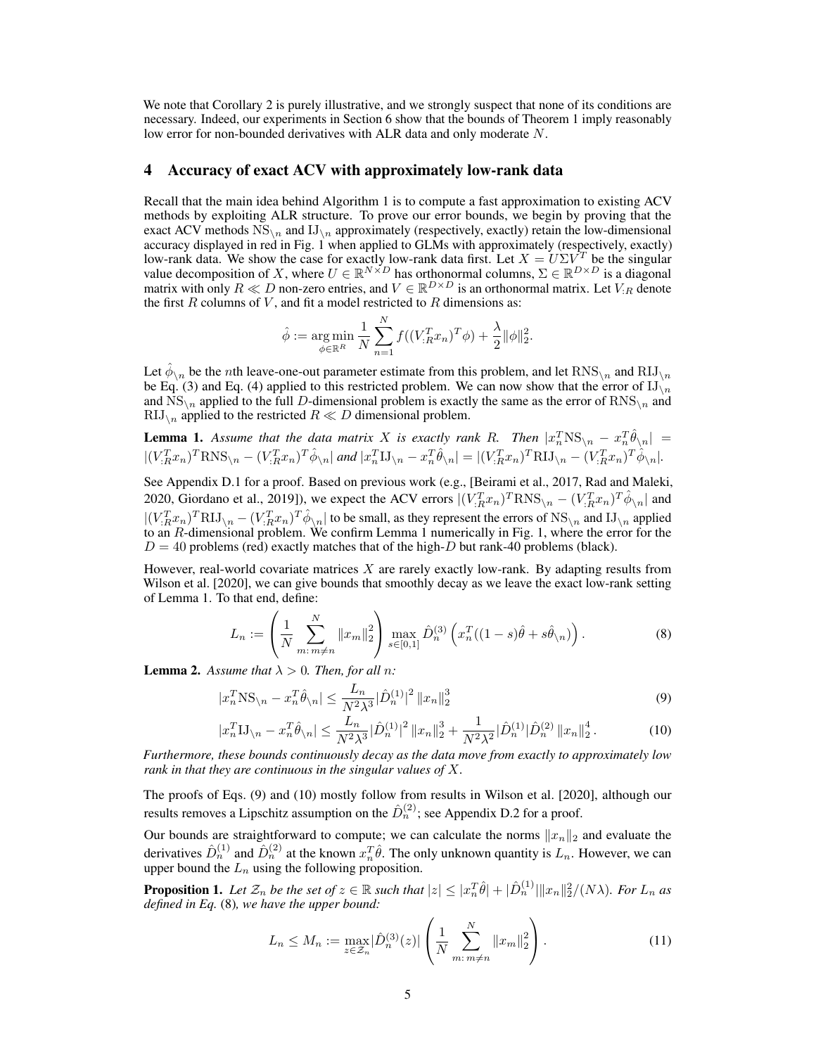We note that Corollary 2 is purely illustrative, and we strongly suspect that none of its conditions are necessary. Indeed, our experiments in Section 6 show that the bounds of Theorem 1 imply reasonably low error for non-bounded derivatives with ALR data and only moderate $N$.

## 4 Accuracy of exact ACV with approximately low-rank data

Recall that the main idea behind Algorithm 1 is to compute a fast approximation to existing ACV methods by exploiting ALR structure. To prove our error bounds, we begin by proving that the exact ACV methods $\mathrm{NS}_{\backslash n}$ and $\mathrm{IJ}_{\backslash n}$ approximately (respectively, exactly) retain the low-dimensional accuracy displayed in red in Fig. 1 when applied to GLMs with approximately (respectively, exactly) low-rank data. We show the case for exactly low-rank data first. Let $X = U\Sigma V^T$ be the singular value decomposition of $X$, where $U \in \mathbb{R}^{N\times D}$ has orthonormal columns, $\Sigma \in \mathbb{R}^{D\times D}$ is a diagonal matrix with only $R \ll D$ non-zero entries, and $V \in \mathbb{R}^{D\times D}$ is an orthonormal matrix. Let $V_{:R}$ denote the first $R$ columns of $V$, and fit a model restricted to $R$ dimensions as:

$$\hat{\phi} := \underset{\phi\in\mathbb{R}^R}{\arg\min} \frac{1}{N}\sum_{n=1}^{N} f((V_{:R}^T x_n)^T\phi) + \frac{\lambda}{2}\|\phi\|_2^2.$$

Let $\hat{\phi}_{\backslash n}$ be the $n$th leave-one-out parameter estimate from this problem, and let $\mathrm{RNS}_{\backslash n}$ and $\mathrm{RIJ}_{\backslash n}$ be Eq. (3) and Eq. (4) applied to this restricted problem. We can now show that the error of $\mathrm{IJ}_{\backslash n}$ and $\mathrm{NS}_{\backslash n}$ applied to the full $D$-dimensional problem is exactly the same as the error of $\mathrm{RNS}_{\backslash n}$ and $\mathrm{RIJ}_{\backslash n}$ applied to the restricted $R \ll D$ dimensional problem.

**Lemma 1.** *Assume that the data matrix $X$ is exactly rank $R$. Then $|x_n^T\mathrm{NS}_{\backslash n} - x_n^T\hat{\theta}_{\backslash n}| = |(V_{:R}^Tx_n)^T\mathrm{RNS}_{\backslash n} - (V_{:R}^Tx_n)^T\hat{\phi}_{\backslash n}|$ and $|x_n^T\mathrm{IJ}_{\backslash n} - x_n^T\hat{\theta}_{\backslash n}| = |(V_{:R}^Tx_n)^T\mathrm{RIJ}_{\backslash n} - (V_{:R}^Tx_n)^T\hat{\phi}_{\backslash n}|$.*

See Appendix D.1 for a proof. Based on previous work (e.g., [Beirami et al., 2017, Rad and Maleki, 2020, Giordano et al., 2019]), we expect the ACV errors $|(V_{:R}^Tx_n)^T\mathrm{RNS}_{\backslash n} - (V_{:R}^Tx_n)^T\hat{\phi}_{\backslash n}|$ and $|(V_{:R}^Tx_n)^T\mathrm{RIJ}_{\backslash n} - (V_{:R}^Tx_n)^T\hat{\phi}_{\backslash n}|$ to be small, as they represent the errors of $\mathrm{NS}_{\backslash n}$ and $\mathrm{IJ}_{\backslash n}$ applied to an $R$-dimensional problem. We confirm Lemma 1 numerically in Fig. 1, where the error for the $D = 40$ problems (red) exactly matches that of the high-$D$ but rank-40 problems (black).

However, real-world covariate matrices $X$ are rarely exactly low-rank. By adapting results from Wilson et al. [2020], we can give bounds that smoothly decay as we leave the exact low-rank setting of Lemma 1. To that end, define:

$$L_n := \left(\frac{1}{N}\sum_{m:\, m\neq n}^{N} \|x_m\|_2^2\right) \max_{s\in[0,1]} \hat{D}_n^{(3)}\left(x_n^T((1-s)\hat{\theta} + s\hat{\theta}_{\backslash n})\right). \tag{8}$$

**Lemma 2.** *Assume that $\lambda > 0$. Then, for all $n$:*

$$|x_n^T\mathrm{NS}_{\backslash n} - x_n^T\hat{\theta}_{\backslash n}| \leq \frac{L_n}{N^2\lambda^3}|\hat{D}_n^{(1)}|^2\,\|x_n\|_2^3 \tag{9}$$

$$|x_n^T\mathrm{IJ}_{\backslash n} - x_n^T\hat{\theta}_{\backslash n}| \leq \frac{L_n}{N^2\lambda^3}|\hat{D}_n^{(1)}|^2\,\|x_n\|_2^3 + \frac{1}{N^2\lambda^2}|\hat{D}_n^{(1)}|\hat{D}_n^{(2)}\,\|x_n\|_2^4. \tag{10}$$

*Furthermore, these bounds continuously decay as the data move from exactly to approximately low rank in that they are continuous in the singular values of $X$.*

The proofs of Eqs. (9) and (10) mostly follow from results in Wilson et al. [2020], although our results removes a Lipschitz assumption on the $\hat{D}_n^{(2)}$; see Appendix D.2 for a proof.

Our bounds are straightforward to compute; we can calculate the norms $\|x_n\|_2$ and evaluate the derivatives $\hat{D}_n^{(1)}$ and $\hat{D}_n^{(2)}$ at the known $x_n^T\hat{\theta}$. The only unknown quantity is $L_n$. However, we can upper bound the $L_n$ using the following proposition.

**Proposition 1.** *Let $\mathcal{Z}_n$ be the set of $z \in \mathbb{R}$ such that $|z| \leq |x_n^T\hat{\theta}| + |\hat{D}_n^{(1)}|\|x_n\|_2^2/(N\lambda)$. For $L_n$ as defined in Eq.* (8)*, we have the upper bound:*

$$L_n \leq M_n := \max_{z\in\mathcal{Z}_n}|\hat{D}_n^{(3)}(z)| \left(\frac{1}{N}\sum_{m:\, m\neq n}^{N}\|x_m\|_2^2\right). \tag{11}$$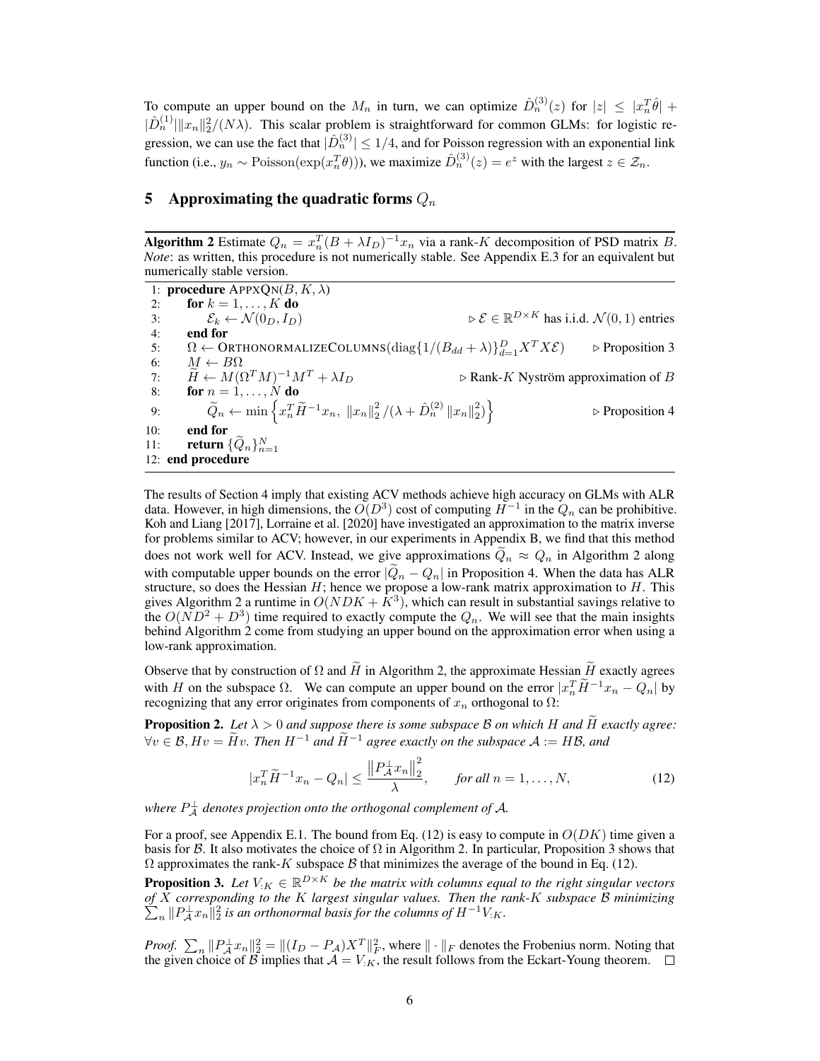To compute an upper bound on the $M_n$ in turn, we can optimize $\hat{D}_n^{(3)}(z)$ for $|z| \leq |x_n^T \hat{\theta}| + |\hat{D}_n^{(1)}| \|x_n\|_2^2/(N\lambda)$. This scalar problem is straightforward for common GLMs: for logistic regression, we can use the fact that $|\hat{D}_n^{(3)}| \leq 1/4$, and for Poisson regression with an exponential link function (i.e., $y_n \sim \text{Poisson}(\exp(x_n^T \theta))$), we maximize $\hat{D}_n^{(3)}(z) = e^z$ with the largest $z \in \mathcal{Z}_n$.

## 5 Approximating the quadratic forms $Q_n$

**Algorithm 2** Estimate $Q_n = x_n^T (B + \lambda I_D)^{-1} x_n$ via a rank-$K$ decomposition of PSD matrix $B$. *Note*: as written, this procedure is not numerically stable. See Appendix E.3 for an equivalent but numerically stable version.

```
1: procedure APPXQN(B, K, λ)
2:     for k = 1, ..., K do
3:         E_k ← N(0_D, I_D)                                   ▷ E ∈ R^{D×K} has i.i.d. N(0,1) entries
4:     end for
5:     Ω ← ORTHONORMALIZECOLUMNS(diag{1/(B_dd + λ)}_{d=1}^D X^T X E)     ▷ Proposition 3
6:     M ← BΩ
7:     H̃ ← M(Ω^T M)^{-1} M^T + λI_D                          ▷ Rank-K Nyström approximation of B
8:     for n = 1, ..., N do
9:         Q̃_n ← min{ x_n^T H̃^{-1} x_n,  ‖x_n‖_2^2 / (λ + D̂_n^(2) ‖x_n‖_2^2) }   ▷ Proposition 4
10:    end for
11:    return {Q̃_n}_{n=1}^N
12: end procedure
```

The results of Section 4 imply that existing ACV methods achieve high accuracy on GLMs with ALR data. However, in high dimensions, the $O(D^3)$ cost of computing $H^{-1}$ in the $Q_n$ can be prohibitive. Koh and Liang [2017], Lorraine et al. [2020] have investigated an approximation to the matrix inverse for problems similar to ACV; however, in our experiments in Appendix B, we find that this method does not work well for ACV. Instead, we give approximations $\widetilde{Q}_n \approx Q_n$ in Algorithm 2 along with computable upper bounds on the error $|\widetilde{Q}_n - Q_n|$ in Proposition 4. When the data has ALR structure, so does the Hessian $H$; hence we propose a low-rank matrix approximation to $H$. This gives Algorithm 2 a runtime in $O(NDK + K^3)$, which can result in substantial savings relative to the $O(ND^2 + D^3)$ time required to exactly compute the $Q_n$. We will see that the main insights behind Algorithm 2 come from studying an upper bound on the approximation error when using a low-rank approximation.

Observe that by construction of $\Omega$ and $\widetilde{H}$ in Algorithm 2, the approximate Hessian $\widetilde{H}$ exactly agrees with $H$ on the subspace $\Omega$. We can compute an upper bound on the error $|x_n^T \widetilde{H}^{-1} x_n - Q_n|$ by recognizing that any error originates from components of $x_n$ orthogonal to $\Omega$:

**Proposition 2.** *Let $\lambda > 0$ and suppose there is some subspace $\mathcal{B}$ on which $H$ and $\widetilde{H}$ exactly agree: $\forall v \in \mathcal{B}, Hv = \widetilde{H}v$. Then $H^{-1}$ and $\widetilde{H}^{-1}$ agree exactly on the subspace $\mathcal{A} := H\mathcal{B}$, and*

$$|x_n^T \widetilde{H}^{-1} x_n - Q_n| \leq \frac{\left\| P_{\mathcal{A}}^{\perp} x_n \right\|_2^2}{\lambda}, \qquad \text{for all } n = 1, \ldots, N, \tag{12}$$

*where $P_{\mathcal{A}}^{\perp}$ denotes projection onto the orthogonal complement of $\mathcal{A}$.*

For a proof, see Appendix E.1. The bound from Eq. (12) is easy to compute in $O(DK)$ time given a basis for $\mathcal{B}$. It also motivates the choice of $\Omega$ in Algorithm 2. In particular, Proposition 3 shows that $\Omega$ approximates the rank-$K$ subspace $\mathcal{B}$ that minimizes the average of the bound in Eq. (12).

**Proposition 3.** *Let $V_{:K} \in \mathbb{R}^{D \times K}$ be the matrix with columns equal to the right singular vectors of $X$ corresponding to the $K$ largest singular values. Then the rank-$K$ subspace $\mathcal{B}$ minimizing $\sum_n \|P_{\mathcal{A}}^{\perp} x_n\|_2^2$ is an orthonormal basis for the columns of $H^{-1} V_{:K}$.*

*Proof.* $\sum_n \|P_{\mathcal{A}}^{\perp} x_n\|_2^2 = \|(I_D - P_{\mathcal{A}}) X^T\|_F^2$, where $\|\cdot\|_F$ denotes the Frobenius norm. Noting that the given choice of $\mathcal{B}$ implies that $\mathcal{A} = V_{:K}$, the result follows from the Eckart-Young theorem. $\square$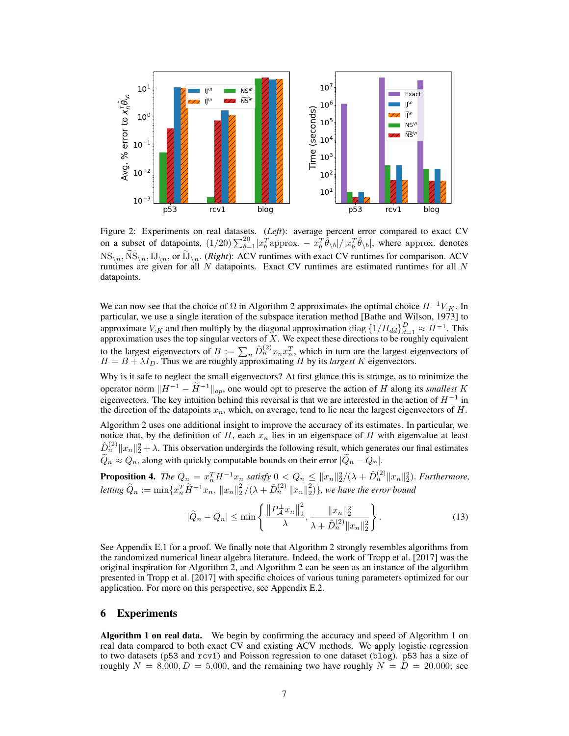Figure 2: Experiments on real datasets. (*Left*): average percent error compared to exact CV on a subset of datapoints, $(1/20)\sum_{b=1}^{20}|x_b^T\text{approx.} - x_b^T\hat{\theta}_{\backslash b}|/|x_b^T\hat{\theta}_{\backslash b}|$, where approx. denotes $\text{NS}_{\backslash n}, \widetilde{\text{NS}}_{\backslash n}, \text{IJ}_{\backslash n}$, or $\widetilde{\text{IJ}}_{\backslash n}$. (*Right*): ACV runtimes with exact CV runtimes for comparison. ACV runtimes are given for all $N$ datapoints. Exact CV runtimes are estimated runtimes for all $N$ datapoints.

We can now see that the choice of $\Omega$ in Algorithm 2 approximates the optimal choice $H^{-1}V_{:K}$. In particular, we use a single iteration of the subspace iteration method [Bathe and Wilson, 1973] to approximate $V_{:K}$ and then multiply by the diagonal approximation $\text{diag}\{1/H_{dd}\}_{d=1}^D \approx H^{-1}$. This approximation uses the top singular vectors of $X$. We expect these directions to be roughly equivalent to the largest eigenvectors of $B := \sum_n \hat{D}_n^{(2)} x_n x_n^T$, which in turn are the largest eigenvectors of $H = B + \lambda I_D$. Thus we are roughly approximating $H$ by its *largest* $K$ eigenvectors.

Why is it safe to neglect the small eigenvectors? At first glance this is strange, as to minimize the operator norm $\|H^{-1} - \widetilde{H}^{-1}\|_{op}$, one would opt to preserve the action of $H$ along its *smallest* $K$ eigenvectors. The key intuition behind this reversal is that we are interested in the action of $H^{-1}$ in the direction of the datapoints $x_n$, which, on average, tend to lie near the largest eigenvectors of $H$.

Algorithm 2 uses one additional insight to improve the accuracy of its estimates. In particular, we notice that, by the definition of $H$, each $x_n$ lies in an eigenspace of $H$ with eigenvalue at least $\hat{D}_n^{(2)}\|x_n\|_2^2 + \lambda$. This observation undergirds the following result, which generates our final estimates $\widetilde{Q}_n \approx Q_n$, along with quickly computable bounds on their error $|\widetilde{Q}_n - Q_n|$.

**Proposition 4.** *The* $Q_n = x_n^T H^{-1} x_n$ *satisfy* $0 < Q_n \le \|x_n\|_2^2/(\lambda + \hat{D}_n^{(2)}\|x_n\|_2^2)$. *Furthermore, letting* $\widetilde{Q}_n := \min\{x_n^T \widetilde{H}^{-1} x_n,\ \|x_n\|_2^2/(\lambda + \hat{D}_n^{(2)}\|x_n\|_2^2)\}$, *we have the error bound*

$$|\widetilde{Q}_n - Q_n| \le \min\left\{ \frac{\left\|P_{\mathcal{A}}^{\perp} x_n\right\|_2^2}{\lambda}, \frac{\|x_n\|_2^2}{\lambda + \hat{D}_n^{(2)}\|x_n\|_2^2} \right\}. \tag{13}$$

See Appendix E.1 for a proof. We finally note that Algorithm 2 strongly resembles algorithms from the randomized numerical linear algebra literature. Indeed, the work of Tropp et al. [2017] was the original inspiration for Algorithm 2, and Algorithm 2 can be seen as an instance of the algorithm presented in Tropp et al. [2017] with specific choices of various tuning parameters optimized for our application. For more on this perspective, see Appendix E.2.

## 6 Experiments

**Algorithm 1 on real data.** We begin by confirming the accuracy and speed of Algorithm 1 on real data compared to both exact CV and existing ACV methods. We apply logistic regression to two datasets (p53 and rcv1) and Poisson regression to one dataset (blog). p53 has a size of roughly $N = 8{,}000, D = 5{,}000$, and the remaining two have roughly $N = D = 20{,}000$; see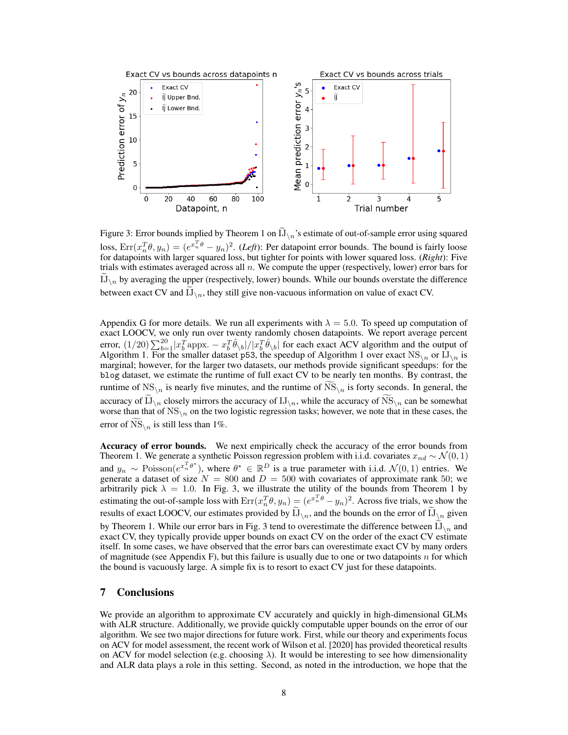Figure 3: Error bounds implied by Theorem 1 on $\widetilde{\text{IJ}}_{\setminus n}$'s estimate of out-of-sample error using squared loss, $\text{Err}(x_n^T\theta, y_n) = (e^{x_n^T\theta} - y_n)^2$. (*Left*): Per datapoint error bounds. The bound is fairly loose for datapoints with larger squared loss, but tighter for points with lower squared loss. (*Right*): Five trials with estimates averaged across all $n$. We compute the upper (respectively, lower) error bars for $\widetilde{\text{IJ}}_{\setminus n}$ by averaging the upper (respectively, lower) bounds. While our bounds overstate the difference between exact CV and $\widetilde{\text{IJ}}_{\setminus n}$, they still give non-vacuous information on value of exact CV.

Appendix G for more details. We run all experiments with $\lambda = 5.0$. To speed up computation of exact LOOCV, we only run over twenty randomly chosen datapoints. We report average percent error, $(1/20)\sum_{b=1}^{20} |x_b^T \text{appx.} - x_b^T\hat{\theta}_{\setminus b}|/|x_b^T\hat{\theta}_{\setminus b}|$ for each exact ACV algorithm and the output of Algorithm 1. For the smaller dataset `p53`, the speedup of Algorithm 1 over exact $\text{NS}_{\setminus n}$ or $\text{IJ}_{\setminus n}$ is marginal; however, for the larger two datasets, our methods provide significant speedups: for the `blog` dataset, we estimate the runtime of full exact CV to be nearly ten months. By contrast, the runtime of $\text{NS}_{\setminus n}$ is nearly five minutes, and the runtime of $\widetilde{\text{NS}}_{\setminus n}$ is forty seconds. In general, the accuracy of $\widetilde{\text{IJ}}_{\setminus n}$ closely mirrors the accuracy of $\text{IJ}_{\setminus n}$, while the accuracy of $\widetilde{\text{NS}}_{\setminus n}$ can be somewhat worse than that of $\text{NS}_{\setminus n}$ on the two logistic regression tasks; however, we note that in these cases, the error of $\widetilde{\text{NS}}_{\setminus n}$ is still less than 1%.

**Accuracy of error bounds.** We next empirically check the accuracy of the error bounds from Theorem 1. We generate a synthetic Poisson regression problem with i.i.d. covariates $x_{nd} \sim \mathcal{N}(0, 1)$ and $y_n \sim \text{Poisson}(e^{x_n^T\theta^*})$, where $\theta^* \in \mathbb{R}^D$ is a true parameter with i.i.d. $\mathcal{N}(0, 1)$ entries. We generate a dataset of size $N = 800$ and $D = 500$ with covariates of approximate rank 50; we arbitrarily pick $\lambda = 1.0$. In Fig. 3, we illustrate the utility of the bounds from Theorem 1 by estimating the out-of-sample loss with $\text{Err}(x_n^T\theta, y_n) = (e^{x_n^T\theta} - y_n)^2$. Across five trials, we show the results of exact LOOCV, our estimates provided by $\widetilde{\text{IJ}}_{\setminus n}$, and the bounds on the error of $\widetilde{\text{IJ}}_{\setminus n}$ given by Theorem 1. While our error bars in Fig. 3 tend to overestimate the difference between $\widetilde{\text{IJ}}_{\setminus n}$ and exact CV, they typically provide upper bounds on exact CV on the order of the exact CV estimate itself. In some cases, we have observed that the error bars can overestimate exact CV by many orders of magnitude (see Appendix F), but this failure is usually due to one or two datapoints $n$ for which the bound is vacuously large. A simple fix is to resort to exact CV just for these datapoints.

## 7 Conclusions

We provide an algorithm to approximate CV accurately and quickly in high-dimensional GLMs with ALR structure. Additionally, we provide quickly computable upper bounds on the error of our algorithm. We see two major directions for future work. First, while our theory and experiments focus on ACV for model assessment, the recent work of Wilson et al. [2020] has provided theoretical results on ACV for model selection (e.g. choosing $\lambda$). It would be interesting to see how dimensionality and ALR data plays a role in this setting. Second, as noted in the introduction, we hope that the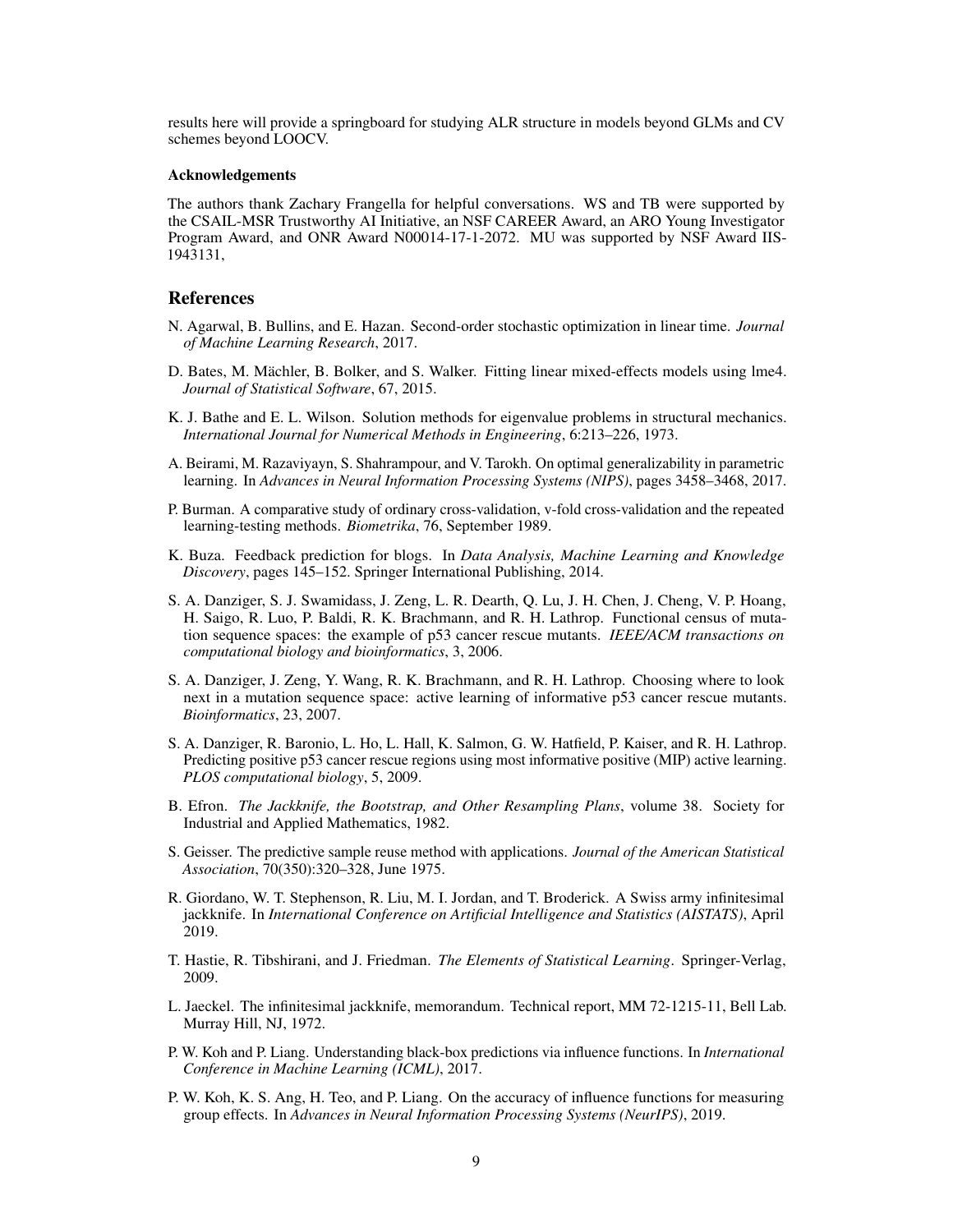results here will provide a springboard for studying ALR structure in models beyond GLMs and CV schemes beyond LOOCV.

### Acknowledgements

The authors thank Zachary Frangella for helpful conversations. WS and TB were supported by the CSAIL-MSR Trustworthy AI Initiative, an NSF CAREER Award, an ARO Young Investigator Program Award, and ONR Award N00014-17-1-2072. MU was supported by NSF Award IIS-1943131,

## References

N. Agarwal, B. Bullins, and E. Hazan. Second-order stochastic optimization in linear time. *Journal of Machine Learning Research*, 2017.

D. Bates, M. Mächler, B. Bolker, and S. Walker. Fitting linear mixed-effects models using lme4. *Journal of Statistical Software*, 67, 2015.

K. J. Bathe and E. L. Wilson. Solution methods for eigenvalue problems in structural mechanics. *International Journal for Numerical Methods in Engineering*, 6:213–226, 1973.

A. Beirami, M. Razaviyayn, S. Shahrampour, and V. Tarokh. On optimal generalizability in parametric learning. In *Advances in Neural Information Processing Systems (NIPS)*, pages 3458–3468, 2017.

P. Burman. A comparative study of ordinary cross-validation, v-fold cross-validation and the repeated learning-testing methods. *Biometrika*, 76, September 1989.

K. Buza. Feedback prediction for blogs. In *Data Analysis, Machine Learning and Knowledge Discovery*, pages 145–152. Springer International Publishing, 2014.

S. A. Danziger, S. J. Swamidass, J. Zeng, L. R. Dearth, Q. Lu, J. H. Chen, J. Cheng, V. P. Hoang, H. Saigo, R. Luo, P. Baldi, R. K. Brachmann, and R. H. Lathrop. Functional census of mutation sequence spaces: the example of p53 cancer rescue mutants. *IEEE/ACM transactions on computational biology and bioinformatics*, 3, 2006.

S. A. Danziger, J. Zeng, Y. Wang, R. K. Brachmann, and R. H. Lathrop. Choosing where to look next in a mutation sequence space: active learning of informative p53 cancer rescue mutants. *Bioinformatics*, 23, 2007.

S. A. Danziger, R. Baronio, L. Ho, L. Hall, K. Salmon, G. W. Hatfield, P. Kaiser, and R. H. Lathrop. Predicting positive p53 cancer rescue regions using most informative positive (MIP) active learning. *PLOS computational biology*, 5, 2009.

B. Efron. *The Jackknife, the Bootstrap, and Other Resampling Plans*, volume 38. Society for Industrial and Applied Mathematics, 1982.

S. Geisser. The predictive sample reuse method with applications. *Journal of the American Statistical Association*, 70(350):320–328, June 1975.

R. Giordano, W. T. Stephenson, R. Liu, M. I. Jordan, and T. Broderick. A Swiss army infinitesimal jackknife. In *International Conference on Artificial Intelligence and Statistics (AISTATS)*, April 2019.

T. Hastie, R. Tibshirani, and J. Friedman. *The Elements of Statistical Learning*. Springer-Verlag, 2009.

L. Jaeckel. The infinitesimal jackknife, memorandum. Technical report, MM 72-1215-11, Bell Lab. Murray Hill, NJ, 1972.

P. W. Koh and P. Liang. Understanding black-box predictions via influence functions. In *International Conference in Machine Learning (ICML)*, 2017.

P. W. Koh, K. S. Ang, H. Teo, and P. Liang. On the accuracy of influence functions for measuring group effects. In *Advances in Neural Information Processing Systems (NeurIPS)*, 2019.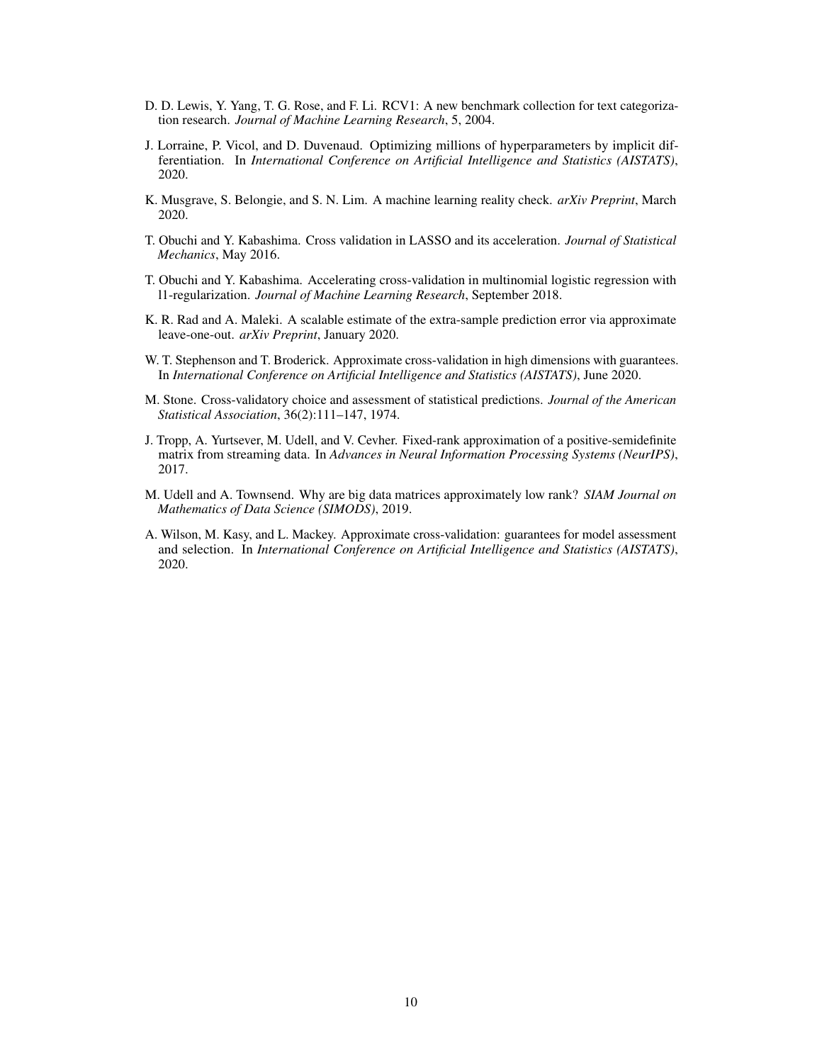D. D. Lewis, Y. Yang, T. G. Rose, and F. Li. RCV1: A new benchmark collection for text categorization research. *Journal of Machine Learning Research*, 5, 2004.

J. Lorraine, P. Vicol, and D. Duvenaud. Optimizing millions of hyperparameters by implicit differentiation. In *International Conference on Artificial Intelligence and Statistics (AISTATS)*, 2020.

K. Musgrave, S. Belongie, and S. N. Lim. A machine learning reality check. *arXiv Preprint*, March 2020.

T. Obuchi and Y. Kabashima. Cross validation in LASSO and its acceleration. *Journal of Statistical Mechanics*, May 2016.

T. Obuchi and Y. Kabashima. Accelerating cross-validation in multinomial logistic regression with l1-regularization. *Journal of Machine Learning Research*, September 2018.

K. R. Rad and A. Maleki. A scalable estimate of the extra-sample prediction error via approximate leave-one-out. *arXiv Preprint*, January 2020.

W. T. Stephenson and T. Broderick. Approximate cross-validation in high dimensions with guarantees. In *International Conference on Artificial Intelligence and Statistics (AISTATS)*, June 2020.

M. Stone. Cross-validatory choice and assessment of statistical predictions. *Journal of the American Statistical Association*, 36(2):111–147, 1974.

J. Tropp, A. Yurtsever, M. Udell, and V. Cevher. Fixed-rank approximation of a positive-semidefinite matrix from streaming data. In *Advances in Neural Information Processing Systems (NeurIPS)*, 2017.

M. Udell and A. Townsend. Why are big data matrices approximately low rank? *SIAM Journal on Mathematics of Data Science (SIMODS)*, 2019.

A. Wilson, M. Kasy, and L. Mackey. Approximate cross-validation: guarantees for model assessment and selection. In *International Conference on Artificial Intelligence and Statistics (AISTATS)*, 2020.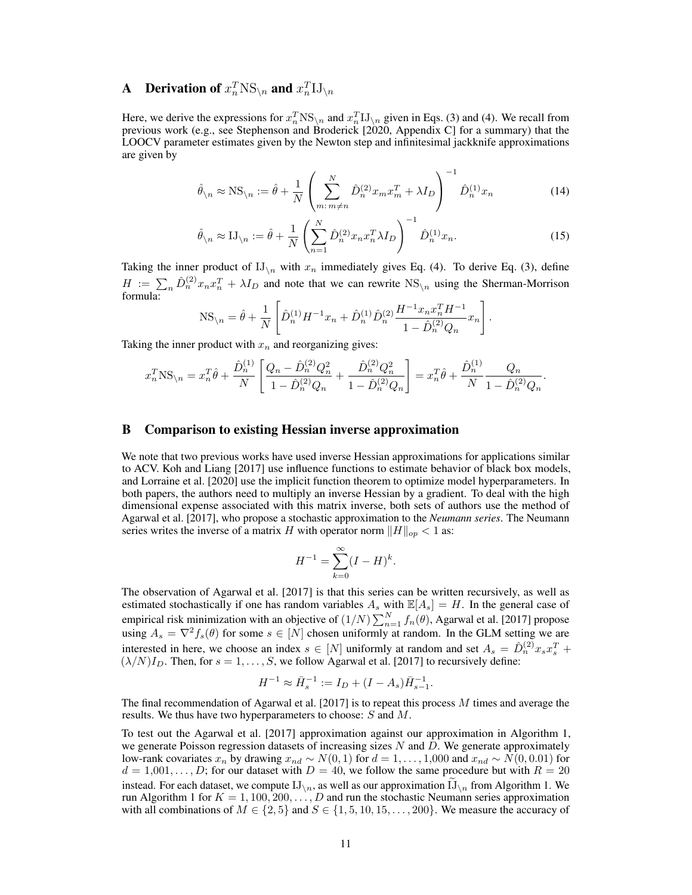## A Derivation of $x_n^T \mathrm{NS}_{\backslash n}$ and $x_n^T \mathrm{IJ}_{\backslash n}$

Here, we derive the expressions for $x_n^T \mathrm{NS}_{\backslash n}$ and $x_n^T \mathrm{IJ}_{\backslash n}$ given in Eqs. (3) and (4). We recall from previous work (e.g., see Stephenson and Broderick [2020, Appendix C] for a summary) that the LOOCV parameter estimates given by the Newton step and infinitesimal jackknife approximations are given by

$$\hat{\theta}_{\backslash n} \approx \mathrm{NS}_{\backslash n} := \hat{\theta} + \frac{1}{N}\left(\sum_{m:\, m \neq n}^{N} \hat{D}_n^{(2)} x_m x_m^T + \lambda I_D\right)^{-1} \hat{D}_n^{(1)} x_n \tag{14}$$

$$\hat{\theta}_{\backslash n} \approx \mathrm{IJ}_{\backslash n} := \hat{\theta} + \frac{1}{N}\left(\sum_{n=1}^{N} \hat{D}_n^{(2)} x_n x_n^T \lambda I_D\right)^{-1} \hat{D}_n^{(1)} x_n. \tag{15}$$

Taking the inner product of $\mathrm{IJ}_{\backslash n}$ with $x_n$ immediately gives Eq. (4). To derive Eq. (3), define $H := \sum_n \hat{D}_n^{(2)} x_n x_n^T + \lambda I_D$ and note that we can rewrite $\mathrm{NS}_{\backslash n}$ using the Sherman-Morrison formula:

$$\mathrm{NS}_{\backslash n} = \hat{\theta} + \frac{1}{N}\left[\hat{D}_n^{(1)} H^{-1} x_n + \hat{D}_n^{(1)} \hat{D}_n^{(2)} \frac{H^{-1} x_n x_n^T H^{-1}}{1 - \hat{D}_n^{(2)} Q_n} x_n\right].$$

Taking the inner product with $x_n$ and reorganizing gives:

$$x_n^T \mathrm{NS}_{\backslash n} = x_n^T \hat{\theta} + \frac{\hat{D}_n^{(1)}}{N}\left[\frac{Q_n - \hat{D}_n^{(2)} Q_n^2}{1 - \hat{D}_n^{(2)} Q_n} + \frac{\hat{D}_n^{(2)} Q_n^2}{1 - \hat{D}_n^{(2)} Q_n}\right] = x_n^T \hat{\theta} + \frac{\hat{D}_n^{(1)}}{N} \frac{Q_n}{1 - \hat{D}_n^{(2)} Q_n}.$$

## B Comparison to existing Hessian inverse approximation

We note that two previous works have used inverse Hessian approximations for applications similar to ACV. Koh and Liang [2017] use influence functions to estimate behavior of black box models, and Lorraine et al. [2020] use the implicit function theorem to optimize model hyperparameters. In both papers, the authors need to multiply an inverse Hessian by a gradient. To deal with the high dimensional expense associated with this matrix inverse, both sets of authors use the method of Agarwal et al. [2017], who propose a stochastic approximation to the *Neumann series*. The Neumann series writes the inverse of a matrix $H$ with operator norm $\|H\|_{op} < 1$ as:

$$H^{-1} = \sum_{k=0}^{\infty} (I - H)^k.$$

The observation of Agarwal et al. [2017] is that this series can be written recursively, as well as estimated stochastically if one has random variables $A_s$ with $\mathbb{E}[A_s] = H$. In the general case of empirical risk minimization with an objective of $(1/N)\sum_{n=1}^{N} f_n(\theta)$, Agarwal et al. [2017] propose using $A_s = \nabla^2 f_s(\theta)$ for some $s \in [N]$ chosen uniformly at random. In the GLM setting we are interested in here, we choose an index $s \in [N]$ uniformly at random and set $A_s = \hat{D}_n^{(2)} x_s x_s^T + (\lambda/N) I_D$. Then, for $s = 1, \ldots, S$, we follow Agarwal et al. [2017] to recursively define:

$$H^{-1} \approx \bar{H}_s^{-1} := I_D + (I - A_s)\bar{H}_{s-1}^{-1}.$$

The final recommendation of Agarwal et al. [2017] is to repeat this process $M$ times and average the results. We thus have two hyperparameters to choose: $S$ and $M$.

To test out the Agarwal et al. [2017] approximation against our approximation in Algorithm 1, we generate Poisson regression datasets of increasing sizes $N$ and $D$. We generate approximately low-rank covariates $x_n$ by drawing $x_{nd} \sim N(0, 1)$ for $d = 1, \ldots, 1{,}000$ and $x_{nd} \sim N(0, 0.01)$ for $d = 1{,}001, \ldots, D$; for our dataset with $D = 40$, we follow the same procedure but with $R = 20$ instead. For each dataset, we compute $\mathrm{IJ}_{\backslash n}$, as well as our approximation $\widetilde{\mathrm{IJ}}_{\backslash n}$ from Algorithm 1. We run Algorithm 1 for $K = 1, 100, 200, \ldots, D$ and run the stochastic Neumann series approximation with all combinations of $M \in \{2, 5\}$ and $S \in \{1, 5, 10, 15, \ldots, 200\}$. We measure the accuracy of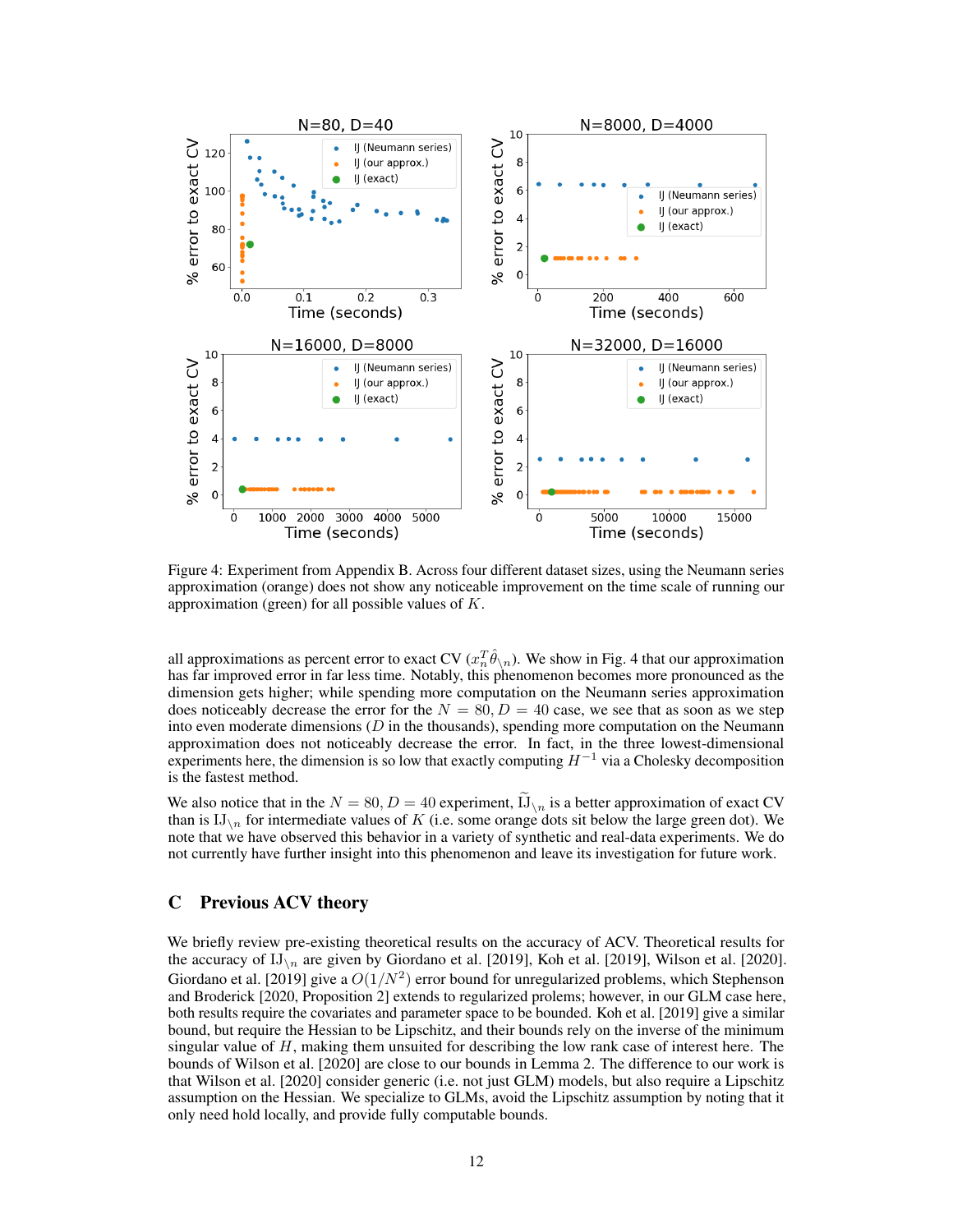Figure 4: Experiment from Appendix B. Across four different dataset sizes, using the Neumann series approximation (orange) does not show any noticeable improvement on the time scale of running our approximation (green) for all possible values of $K$.

all approximations as percent error to exact CV ($x_n^T \hat{\theta}_{\setminus n}$). We show in Fig. 4 that our approximation has far improved error in far less time. Notably, this phenomenon becomes more pronounced as the dimension gets higher; while spending more computation on the Neumann series approximation does noticeably decrease the error for the $N = 80, D = 40$ case, we see that as soon as we step into even moderate dimensions ($D$ in the thousands), spending more computation on the Neumann approximation does not noticeably decrease the error. In fact, in the three lowest-dimensional experiments here, the dimension is so low that exactly computing $H^{-1}$ via a Cholesky decomposition is the fastest method.

We also notice that in the $N = 80, D = 40$ experiment, $\widetilde{\mathrm{IJ}}_{\setminus n}$ is a better approximation of exact CV than is $\mathrm{IJ}_{\setminus n}$ for intermediate values of $K$ (i.e. some orange dots sit below the large green dot). We note that we have observed this behavior in a variety of synthetic and real-data experiments. We do not currently have further insight into this phenomenon and leave its investigation for future work.

# C Previous ACV theory

We briefly review pre-existing theoretical results on the accuracy of ACV. Theoretical results for the accuracy of $\mathrm{IJ}_{\setminus n}$ are given by Giordano et al. [2019], Koh et al. [2019], Wilson et al. [2020]. Giordano et al. [2019] give a $O(1/N^2)$ error bound for unregularized problems, which Stephenson and Broderick [2020, Proposition 2] extends to regularized problems; however, in our GLM case here, both results require the covariates and parameter space to be bounded. Koh et al. [2019] give a similar bound, but require the Hessian to be Lipschitz, and their bounds rely on the inverse of the minimum singular value of $H$, making them unsuited for describing the low rank case of interest here. The bounds of Wilson et al. [2020] are close to our bounds in Lemma 2. The difference to our work is that Wilson et al. [2020] consider generic (i.e. not just GLM) models, but also require a Lipschitz assumption on the Hessian. We specialize to GLMs, avoid the Lipschitz assumption by noting that it only need hold locally, and provide fully computable bounds.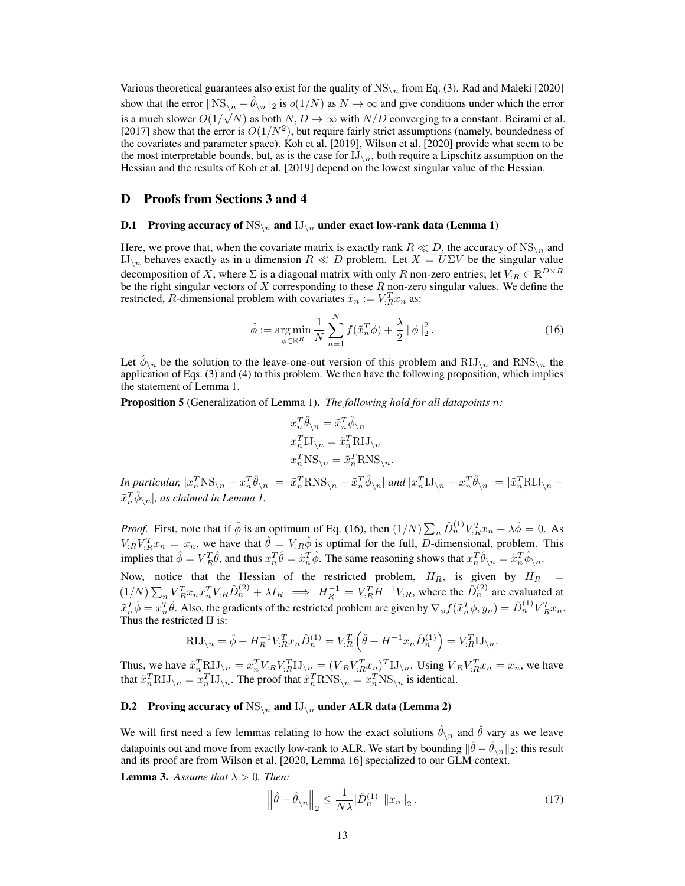Various theoretical guarantees also exist for the quality of $\mathrm{NS}_{\backslash n}$ from Eq. (3). Rad and Maleki [2020] show that the error $\|\mathrm{NS}_{\backslash n} - \hat{\theta}_{\backslash n}\|_2$ is $o(1/N)$ as $N \to \infty$ and give conditions under which the error is a much slower $O(1/\sqrt{N})$ as both $N, D \to \infty$ with $N/D$ converging to a constant. Beirami et al. [2017] show that the error is $O(1/N^2)$, but require fairly strict assumptions (namely, boundedness of the covariates and parameter space). Koh et al. [2019], Wilson et al. [2020] provide what seem to be the most interpretable bounds, but, as is the case for $\mathrm{IJ}_{\backslash n}$, both require a Lipschitz assumption on the Hessian and the results of Koh et al. [2019] depend on the lowest singular value of the Hessian.

# D Proofs from Sections 3 and 4

## D.1 Proving accuracy of $\mathrm{NS}_{\backslash n}$ and $\mathrm{IJ}_{\backslash n}$ under exact low-rank data (Lemma 1)

Here, we prove that, when the covariate matrix is exactly rank $R \ll D$, the accuracy of $\mathrm{NS}_{\backslash n}$ and $\mathrm{IJ}_{\backslash n}$ behaves exactly as in a dimension $R \ll D$ problem. Let $X = U\Sigma V$ be the singular value decomposition of $X$, where $\Sigma$ is a diagonal matrix with only $R$ non-zero entries; let $V_{:R} \in \mathbb{R}^{D \times R}$ be the right singular vectors of $X$ corresponding to these $R$ non-zero singular values. We define the restricted, $R$-dimensional problem with covariates $\tilde{x}_n := V_{:R}^T x_n$ as:

$$\hat{\phi} := \operatorname*{arg\,min}_{\phi \in \mathbb{R}^R} \frac{1}{N} \sum_{n=1}^N f(\tilde{x}_n^T \phi) + \frac{\lambda}{2} \|\phi\|_2^2 . \tag{16}$$

Let $\hat{\phi}_{\backslash n}$ be the solution to the leave-one-out version of this problem and $\mathrm{RIJ}_{\backslash n}$ and $\mathrm{RNS}_{\backslash n}$ the application of Eqs. (3) and (4) to this problem. We then have the following proposition, which implies the statement of Lemma 1.

**Proposition 5** (Generalization of Lemma 1). *The following hold for all datapoints $n$:*

$$x_n^T \hat{\theta}_{\backslash n} = \tilde{x}_n^T \hat{\phi}_{\backslash n}$$
$$x_n^T \mathrm{IJ}_{\backslash n} = \tilde{x}_n^T \mathrm{RIJ}_{\backslash n}$$
$$x_n^T \mathrm{NS}_{\backslash n} = \tilde{x}_n^T \mathrm{RNS}_{\backslash n}.$$

*In particular, $|x_n^T \mathrm{NS}_{\backslash n} - x_n^T \hat{\theta}_{\backslash n}| = |\tilde{x}_n^T \mathrm{RNS}_{\backslash n} - \tilde{x}_n^T \hat{\phi}_{\backslash n}|$ and $|x_n^T \mathrm{IJ}_{\backslash n} - x_n^T \hat{\theta}_{\backslash n}| = |\tilde{x}_n^T \mathrm{RIJ}_{\backslash n} - \tilde{x}_n^T \hat{\phi}_{\backslash n}|$, as claimed in Lemma 1.*

*Proof.* First, note that if $\hat{\phi}$ is an optimum of Eq. (16), then $(1/N)\sum_n \hat{D}_n^{(1)} V_{:R}^T x_n + \lambda \hat{\phi} = 0$. As $V_{:R} V_{:R}^T x_n = x_n$, we have that $\hat{\theta} = V_{:R}\hat{\phi}$ is optimal for the full, $D$-dimensional, problem. This implies that $\hat{\phi} = V_{:R}^T \hat{\theta}$, and thus $x_n^T \hat{\theta} = \tilde{x}_n^T \hat{\phi}$. The same reasoning shows that $x_n^T \hat{\theta}_{\backslash n} = \tilde{x}_n^T \hat{\phi}_{\backslash n}$.

Now, notice that the Hessian of the restricted problem, $H_R$, is given by $H_R = (1/N)\sum_n V_{:R}^T x_n x_n^T V_{:R} \hat{D}_n^{(2)} + \lambda I_R \implies H_R^{-1} = V_{:R}^T H^{-1} V_{:R}$, where the $\hat{D}_n^{(2)}$ are evaluated at $\tilde{x}_n^T \hat{\phi} = x_n^T \hat{\theta}$. Also, the gradients of the restricted problem are given by $\nabla_\phi f(\tilde{x}_n^T \hat{\phi}, y_n) = \hat{D}_n^{(1)} V_{:R}^T x_n$. Thus the restricted IJ is:

$$\mathrm{RIJ}_{\backslash n} = \hat{\phi} + H_R^{-1} V_{:R}^T x_n \hat{D}_n^{(1)} = V_{:R}^T \left( \hat{\theta} + H^{-1} x_n \hat{D}_n^{(1)} \right) = V_{:R}^T \mathrm{IJ}_{\backslash n}.$$

Thus, we have $\tilde{x}_n^T \mathrm{RIJ}_{\backslash n} = x_n^T V_{:R} V_{:R}^T \mathrm{IJ}_{\backslash n} = (V_{:R} V_{:R}^T x_n)^T \mathrm{IJ}_{\backslash n}$. Using $V_{:R} V_{:R}^T x_n = x_n$, we have that $\tilde{x}_n^T \mathrm{RIJ}_{\backslash n} = x_n^T \mathrm{IJ}_{\backslash n}$. The proof that $\tilde{x}_n^T \mathrm{RNS}_{\backslash n} = x_n^T \mathrm{NS}_{\backslash n}$ is identical. $\square$

## D.2 Proving accuracy of $\mathrm{NS}_{\backslash n}$ and $\mathrm{IJ}_{\backslash n}$ under ALR data (Lemma 2)

We will first need a few lemmas relating to how the exact solutions $\hat{\theta}_{\backslash n}$ and $\hat{\theta}$ vary as we leave datapoints out and move from exactly low-rank to ALR. We start by bounding $\|\hat{\theta} - \hat{\theta}_{\backslash n}\|_2$; this result and its proof are from Wilson et al. [2020, Lemma 16] specialized to our GLM context.

**Lemma 3.** *Assume that $\lambda > 0$. Then:*

$$\left\| \hat{\theta} - \hat{\theta}_{\backslash n} \right\|_2 \leq \frac{1}{N\lambda} |\hat{D}_n^{(1)}| \, \|x_n\|_2 . \tag{17}$$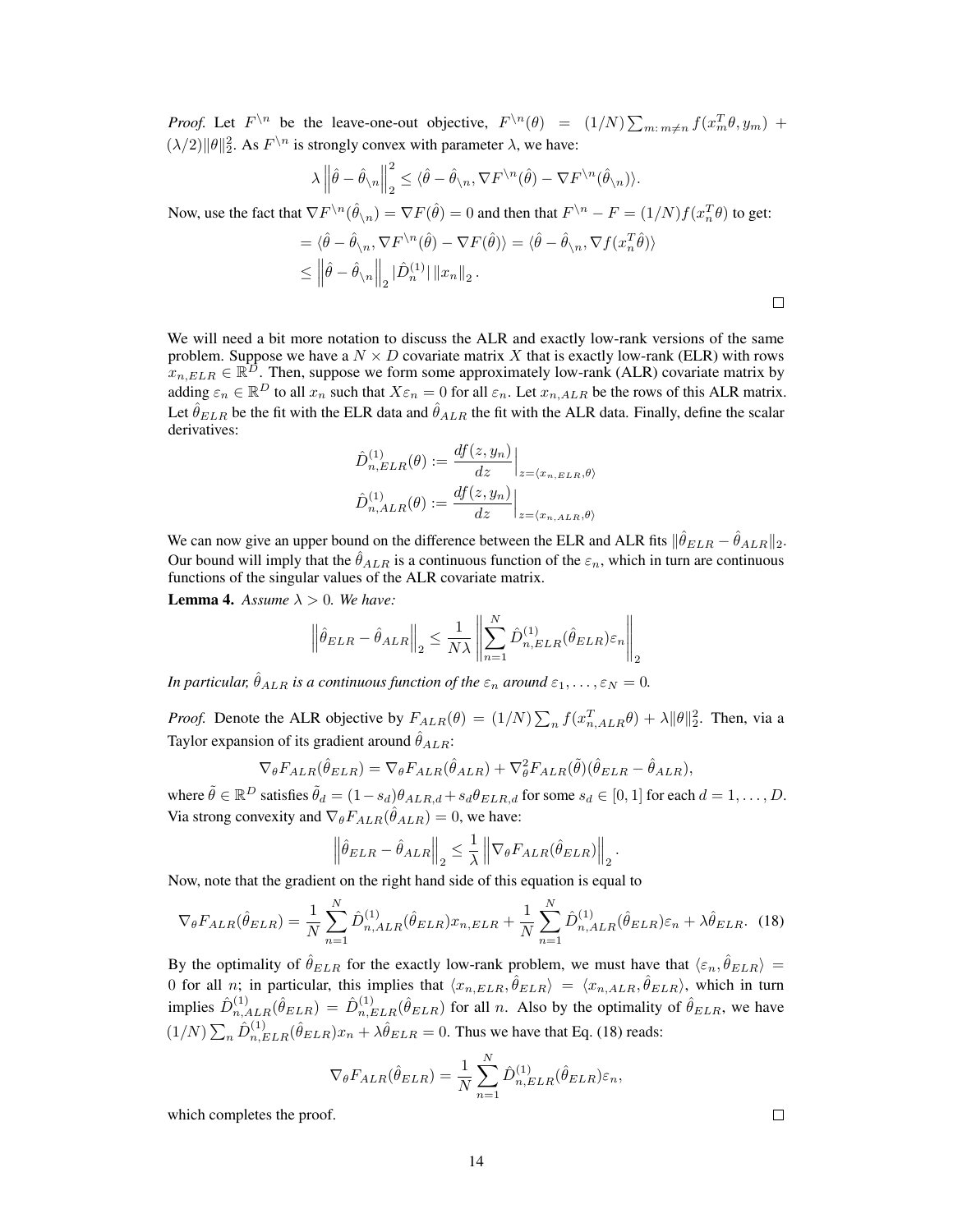*Proof.* Let $F^{\backslash n}$ be the leave-one-out objective, $F^{\backslash n}(\theta) = (1/N)\sum_{m:\, m \neq n} f(x_m^T \theta, y_m) + (\lambda/2)\|\theta\|_2^2$. As $F^{\backslash n}$ is strongly convex with parameter $\lambda$, we have:

$$\lambda \left\|\hat{\theta} - \hat{\theta}_{\backslash n}\right\|_2^2 \leq \langle \hat{\theta} - \hat{\theta}_{\backslash n}, \nabla F^{\backslash n}(\hat{\theta}) - \nabla F^{\backslash n}(\hat{\theta}_{\backslash n}) \rangle.$$

Now, use the fact that $\nabla F^{\backslash n}(\hat{\theta}_{\backslash n}) = \nabla F(\hat{\theta}) = 0$ and then that $F^{\backslash n} - F = (1/N) f(x_n^T \theta)$ to get:

$$= \langle \hat{\theta} - \hat{\theta}_{\backslash n}, \nabla F^{\backslash n}(\hat{\theta}) - \nabla F(\hat{\theta}) \rangle = \langle \hat{\theta} - \hat{\theta}_{\backslash n}, \nabla f(x_n^T \hat{\theta}) \rangle$$

$$\leq \left\|\hat{\theta} - \hat{\theta}_{\backslash n}\right\|_2 |\hat{D}_n^{(1)}| \, \|x_n\|_2 .$$

□

We will need a bit more notation to discuss the ALR and exactly low-rank versions of the same problem. Suppose we have a $N \times D$ covariate matrix $X$ that is exactly low-rank (ELR) with rows $x_{n,ELR} \in \mathbb{R}^D$. Then, suppose we form some approximately low-rank (ALR) covariate matrix by adding $\varepsilon_n \in \mathbb{R}^D$ to all $x_n$ such that $X\varepsilon_n = 0$ for all $\varepsilon_n$. Let $x_{n,ALR}$ be the rows of this ALR matrix. Let $\hat{\theta}_{ELR}$ be the fit with the ELR data and $\hat{\theta}_{ALR}$ the fit with the ALR data. Finally, define the scalar derivatives:

$$\hat{D}_{n,ELR}^{(1)}(\theta) := \frac{df(z, y_n)}{dz}\Big|_{z = \langle x_{n,ELR}, \theta \rangle}$$

$$\hat{D}_{n,ALR}^{(1)}(\theta) := \frac{df(z, y_n)}{dz}\Big|_{z = \langle x_{n,ALR}, \theta \rangle}$$

We can now give an upper bound on the difference between the ELR and ALR fits $\|\hat{\theta}_{ELR} - \hat{\theta}_{ALR}\|_2$. Our bound will imply that the $\hat{\theta}_{ALR}$ is a continuous function of the $\varepsilon_n$, which in turn are continuous functions of the singular values of the ALR covariate matrix.

**Lemma 4.** *Assume $\lambda > 0$. We have:*

$$\left\|\hat{\theta}_{ELR} - \hat{\theta}_{ALR}\right\|_2 \leq \frac{1}{N\lambda} \left\| \sum_{n=1}^{N} \hat{D}_{n,ELR}^{(1)}(\hat{\theta}_{ELR}) \varepsilon_n \right\|_2$$

*In particular, $\hat{\theta}_{ALR}$ is a continuous function of the $\varepsilon_n$ around $\varepsilon_1, \ldots, \varepsilon_N = 0$.*

*Proof.* Denote the ALR objective by $F_{ALR}(\theta) = (1/N)\sum_n f(x_{n,ALR}^T \theta) + \lambda\|\theta\|_2^2$. Then, via a Taylor expansion of its gradient around $\hat{\theta}_{ALR}$:

$$\nabla_\theta F_{ALR}(\hat{\theta}_{ELR}) = \nabla_\theta F_{ALR}(\hat{\theta}_{ALR}) + \nabla_\theta^2 F_{ALR}(\tilde{\theta})(\hat{\theta}_{ELR} - \hat{\theta}_{ALR}),$$

where $\tilde{\theta} \in \mathbb{R}^D$ satisfies $\tilde{\theta}_d = (1 - s_d)\theta_{ALR,d} + s_d \theta_{ELR,d}$ for some $s_d \in [0, 1]$ for each $d = 1, \ldots, D$. Via strong convexity and $\nabla_\theta F_{ALR}(\hat{\theta}_{ALR}) = 0$, we have:

$$\left\|\hat{\theta}_{ELR} - \hat{\theta}_{ALR}\right\|_2 \leq \frac{1}{\lambda} \left\|\nabla_\theta F_{ALR}(\hat{\theta}_{ELR})\right\|_2 .$$

Now, note that the gradient on the right hand side of this equation is equal to

$$\nabla_\theta F_{ALR}(\hat{\theta}_{ELR}) = \frac{1}{N} \sum_{n=1}^{N} \hat{D}_{n,ALR}^{(1)}(\hat{\theta}_{ELR}) x_{n,ELR} + \frac{1}{N} \sum_{n=1}^{N} \hat{D}_{n,ALR}^{(1)}(\hat{\theta}_{ELR}) \varepsilon_n + \lambda \hat{\theta}_{ELR}. \quad (18)$$

By the optimality of $\hat{\theta}_{ELR}$ for the exactly low-rank problem, we must have that $\langle \varepsilon_n, \hat{\theta}_{ELR} \rangle = 0$ for all $n$; in particular, this implies that $\langle x_{n,ELR}, \hat{\theta}_{ELR} \rangle = \langle x_{n,ALR}, \hat{\theta}_{ELR} \rangle$, which in turn implies $\hat{D}_{n,ALR}^{(1)}(\hat{\theta}_{ELR}) = \hat{D}_{n,ELR}^{(1)}(\hat{\theta}_{ELR})$ for all $n$. Also by the optimality of $\hat{\theta}_{ELR}$, we have $(1/N)\sum_n \hat{D}_{n,ELR}^{(1)}(\hat{\theta}_{ELR}) x_n + \lambda \hat{\theta}_{ELR} = 0$. Thus we have that Eq. (18) reads:

$$\nabla_\theta F_{ALR}(\hat{\theta}_{ELR}) = \frac{1}{N} \sum_{n=1}^{N} \hat{D}_{n,ELR}^{(1)}(\hat{\theta}_{ELR}) \varepsilon_n,$$

which completes the proof. □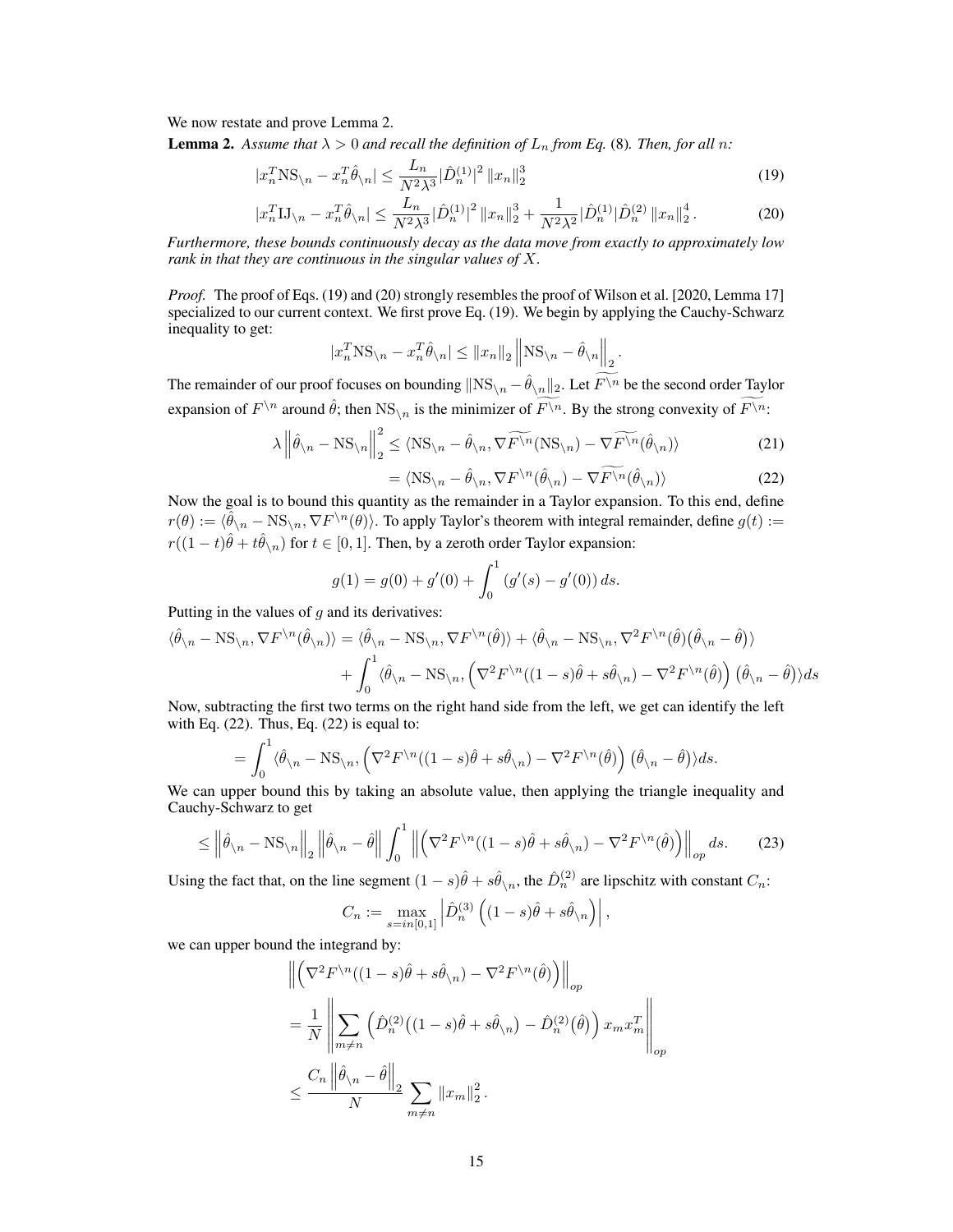We now restate and prove Lemma 2.

**Lemma 2.** *Assume that $\lambda > 0$ and recall the definition of $L_n$ from Eq.* (8)*. Then, for all $n$:*

$$|x_n^T \mathrm{NS}_{\setminus n} - x_n^T \hat{\theta}_{\setminus n}| \leq \frac{L_n}{N^2 \lambda^3} |\hat{D}_n^{(1)}|^2 \left\| x_n \right\|_2^3 \tag{19}$$

$$|x_n^T \mathrm{IJ}_{\setminus n} - x_n^T \hat{\theta}_{\setminus n}| \leq \frac{L_n}{N^2 \lambda^3} |\hat{D}_n^{(1)}|^2 \left\| x_n \right\|_2^3 + \frac{1}{N^2 \lambda^2} |\hat{D}_n^{(1)} | \hat{D}_n^{(2)} \left\| x_n \right\|_2^4. \tag{20}$$

*Furthermore, these bounds continuously decay as the data move from exactly to approximately low rank in that they are continuous in the singular values of $X$.*

*Proof.* The proof of Eqs. (19) and (20) strongly resembles the proof of Wilson et al. [2020, Lemma 17] specialized to our current context. We first prove Eq. (19). We begin by applying the Cauchy-Schwarz inequality to get:

$$|x_n^T \mathrm{NS}_{\setminus n} - x_n^T \hat{\theta}_{\setminus n}| \leq \left\| x_n \right\|_2 \left\| \mathrm{NS}_{\setminus n} - \hat{\theta}_{\setminus n} \right\|_2.$$

The remainder of our proof focuses on bounding $\|\mathrm{NS}_{\setminus n} - \hat{\theta}_{\setminus n}\|_2$. Let $\widetilde{F^{\setminus n}}$ be the second order Taylor expansion of $F^{\setminus n}$ around $\hat{\theta}$; then $\mathrm{NS}_{\setminus n}$ is the minimizer of $\widetilde{F^{\setminus n}}$. By the strong convexity of $\widetilde{F^{\setminus n}}$:

$$\lambda \left\| \hat{\theta}_{\setminus n} - \mathrm{NS}_{\setminus n} \right\|_2^2 \leq \langle \mathrm{NS}_{\setminus n} - \hat{\theta}_{\setminus n}, \nabla \widetilde{F^{\setminus n}}(\mathrm{NS}_{\setminus n}) - \nabla \widetilde{F^{\setminus n}}(\hat{\theta}_{\setminus n}) \rangle \tag{21}$$

$$= \langle \mathrm{NS}_{\setminus n} - \hat{\theta}_{\setminus n}, \nabla F^{\setminus n}(\hat{\theta}_{\setminus n}) - \nabla \widetilde{F^{\setminus n}}(\hat{\theta}_{\setminus n}) \rangle \tag{22}$$

Now the goal is to bound this quantity as the remainder in a Taylor expansion. To this end, define $r(\theta) := \langle \hat{\theta}_{\setminus n} - \mathrm{NS}_{\setminus n}, \nabla F^{\setminus n}(\theta) \rangle$. To apply Taylor's theorem with integral remainder, define $g(t) := r((1-t)\hat{\theta} + t\hat{\theta}_{\setminus n})$ for $t \in [0,1]$. Then, by a zeroth order Taylor expansion:

$$g(1) = g(0) + g'(0) + \int_0^1 \left( g'(s) - g'(0) \right) ds.$$

Putting in the values of $g$ and its derivatives:

$$\begin{aligned}
\langle \hat{\theta}_{\setminus n} - \mathrm{NS}_{\setminus n}, \nabla F^{\setminus n}(\hat{\theta}_{\setminus n}) \rangle &= \langle \hat{\theta}_{\setminus n} - \mathrm{NS}_{\setminus n}, \nabla F^{\setminus n}(\hat{\theta}) \rangle + \langle \hat{\theta}_{\setminus n} - \mathrm{NS}_{\setminus n}, \nabla^2 F^{\setminus n}(\hat{\theta}) \big(\hat{\theta}_{\setminus n} - \hat{\theta}\big) \rangle \\
&+ \int_0^1 \langle \hat{\theta}_{\setminus n} - \mathrm{NS}_{\setminus n}, \left( \nabla^2 F^{\setminus n}((1-s)\hat{\theta} + s\hat{\theta}_{\setminus n}) - \nabla^2 F^{\setminus n}(\hat{\theta}) \right) \big(\hat{\theta}_{\setminus n} - \hat{\theta}\big) \rangle ds
\end{aligned}$$

Now, subtracting the first two terms on the right hand side from the left, we get can identify the left with Eq. (22). Thus, Eq. (22) is equal to:

$$= \int_0^1 \langle \hat{\theta}_{\setminus n} - \mathrm{NS}_{\setminus n}, \left( \nabla^2 F^{\setminus n}((1-s)\hat{\theta} + s\hat{\theta}_{\setminus n}) - \nabla^2 F^{\setminus n}(\hat{\theta}) \right) \big(\hat{\theta}_{\setminus n} - \hat{\theta}\big) \rangle ds.$$

We can upper bound this by taking an absolute value, then applying the triangle inequality and Cauchy-Schwarz to get

$$\leq \left\| \hat{\theta}_{\setminus n} - \mathrm{NS}_{\setminus n} \right\|_2 \left\| \hat{\theta}_{\setminus n} - \hat{\theta} \right\| \int_0^1 \left\| \left( \nabla^2 F^{\setminus n}((1-s)\hat{\theta} + s\hat{\theta}_{\setminus n}) - \nabla^2 F^{\setminus n}(\hat{\theta}) \right) \right\|_{op} ds. \tag{23}$$

Using the fact that, on the line segment $(1-s)\hat{\theta} + s\hat{\theta}_{\setminus n}$, the $\hat{D}_n^{(2)}$ are lipschitz with constant $C_n$:

$$C_n := \max_{s=in[0,1]} \left| \hat{D}_n^{(3)} \left( (1-s)\hat{\theta} + s\hat{\theta}_{\setminus n} \right) \right|,$$

we can upper bound the integrand by:

$$\begin{aligned}
&\left\| \left( \nabla^2 F^{\setminus n}((1-s)\hat{\theta} + s\hat{\theta}_{\setminus n}) - \nabla^2 F^{\setminus n}(\hat{\theta}) \right) \right\|_{op} \\
&= \frac{1}{N} \left\| \sum_{m \neq n} \left( \hat{D}_n^{(2)}\big((1-s)\hat{\theta} + s\hat{\theta}_{\setminus n}\big) - \hat{D}_n^{(2)}\big(\hat{\theta}\big) \right) x_m x_m^T \right\|_{op} \\
&\leq \frac{C_n \left\| \hat{\theta}_{\setminus n} - \hat{\theta} \right\|_2}{N} \sum_{m \neq n} \left\| x_m \right\|_2^2.
\end{aligned}$$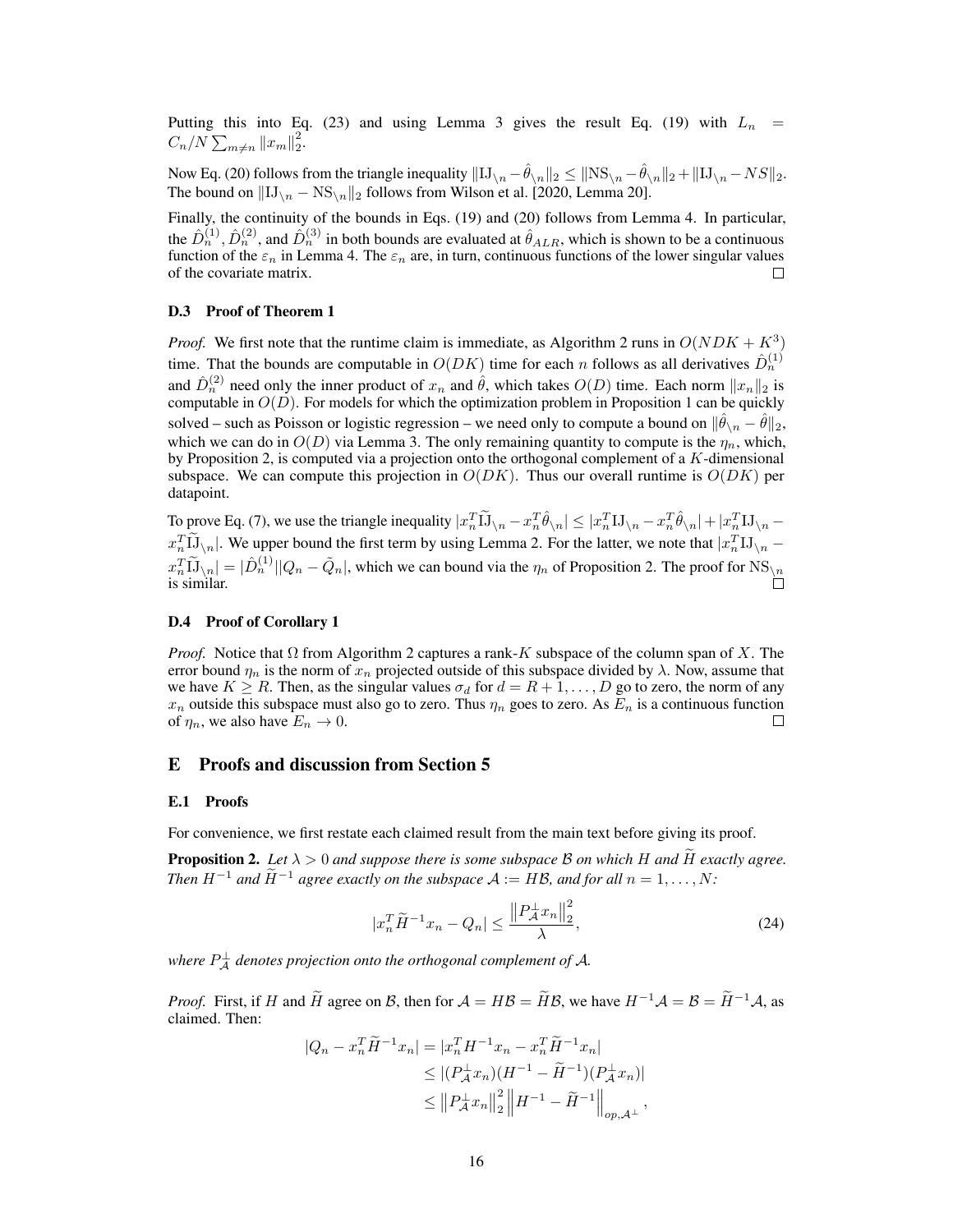Putting this into Eq. (23) and using Lemma 3 gives the result Eq. (19) with $L_n = C_n/N \sum_{m \neq n} \|x_m\|_2^2$.

Now Eq. (20) follows from the triangle inequality $\|\mathrm{IJ}_{\backslash n} - \hat{\theta}_{\backslash n}\|_2 \leq \|\mathrm{NS}_{\backslash n} - \hat{\theta}_{\backslash n}\|_2 + \|\mathrm{IJ}_{\backslash n} - NS\|_2$. The bound on $\|\mathrm{IJ}_{\backslash n} - \mathrm{NS}_{\backslash n}\|_2$ follows from Wilson et al. [2020, Lemma 20].

Finally, the continuity of the bounds in Eqs. (19) and (20) follows from Lemma 4. In particular, the $\hat{D}_n^{(1)}, \hat{D}_n^{(2)}$, and $\hat{D}_n^{(3)}$ in both bounds are evaluated at $\hat{\theta}_{ALR}$, which is shown to be a continuous function of the $\varepsilon_n$ in Lemma 4. The $\varepsilon_n$ are, in turn, continuous functions of the lower singular values of the covariate matrix. □

### D.3 Proof of Theorem 1

*Proof.* We first note that the runtime claim is immediate, as Algorithm 2 runs in $O(NDK + K^3)$ time. That the bounds are computable in $O(DK)$ time for each $n$ follows as all derivatives $\hat{D}_n^{(1)}$ and $\hat{D}_n^{(2)}$ need only the inner product of $x_n$ and $\hat{\theta}$, which takes $O(D)$ time. Each norm $\|x_n\|_2$ is computable in $O(D)$. For models for which the optimization problem in Proposition 1 can be quickly solved – such as Poisson or logistic regression – we need only to compute a bound on $\|\hat{\theta}_{\backslash n} - \hat{\theta}\|_2$, which we can do in $O(D)$ via Lemma 3. The only remaining quantity to compute is the $\eta_n$, which, by Proposition 2, is computed via a projection onto the orthogonal complement of a $K$-dimensional subspace. We can compute this projection in $O(DK)$. Thus our overall runtime is $O(DK)$ per datapoint.

To prove Eq. (7), we use the triangle inequality $|x_n^T \widetilde{\mathrm{IJ}}_{\backslash n} - x_n^T \hat{\theta}_{\backslash n}| \leq |x_n^T \mathrm{IJ}_{\backslash n} - x_n^T \hat{\theta}_{\backslash n}| + |x_n^T \mathrm{IJ}_{\backslash n} - x_n^T \widetilde{\mathrm{IJ}}_{\backslash n}|$. We upper bound the first term by using Lemma 2. For the latter, we note that $|x_n^T \mathrm{IJ}_{\backslash n} - x_n^T \widetilde{\mathrm{IJ}}_{\backslash n}| = |\hat{D}_n^{(1)}||Q_n - \tilde{Q}_n|$, which we can bound via the $\eta_n$ of Proposition 2. The proof for $\mathrm{NS}_{\backslash n}$ is similar. □

### D.4 Proof of Corollary 1

*Proof.* Notice that $\Omega$ from Algorithm 2 captures a rank-$K$ subspace of the column span of $X$. The error bound $\eta_n$ is the norm of $x_n$ projected outside of this subspace divided by $\lambda$. Now, assume that we have $K \geq R$. Then, as the singular values $\sigma_d$ for $d = R+1, \ldots, D$ go to zero, the norm of any $x_n$ outside this subspace must also go to zero. Thus $\eta_n$ goes to zero. As $E_n$ is a continuous function of $\eta_n$, we also have $E_n \to 0$. □

## E Proofs and discussion from Section 5

### E.1 Proofs

For convenience, we first restate each claimed result from the main text before giving its proof.

**Proposition 2.** *Let $\lambda > 0$ and suppose there is some subspace $\mathcal{B}$ on which $H$ and $\widetilde{H}$ exactly agree. Then $H^{-1}$ and $\widetilde{H}^{-1}$ agree exactly on the subspace $\mathcal{A} := H\mathcal{B}$, and for all $n = 1, \ldots, N$:*

$$|x_n^T \widetilde{H}^{-1} x_n - Q_n| \leq \frac{\left\|P_{\mathcal{A}}^{\perp} x_n\right\|_2^2}{\lambda}, \tag{24}$$

*where $P_{\mathcal{A}}^{\perp}$ denotes projection onto the orthogonal complement of $\mathcal{A}$.*

*Proof.* First, if $H$ and $\widetilde{H}$ agree on $\mathcal{B}$, then for $\mathcal{A} = H\mathcal{B} = \widetilde{H}\mathcal{B}$, we have $H^{-1}\mathcal{A} = \mathcal{B} = \widetilde{H}^{-1}\mathcal{A}$, as claimed. Then:

$$\begin{aligned}
|Q_n - x_n^T \widetilde{H}^{-1} x_n| &= |x_n^T H^{-1} x_n - x_n^T \widetilde{H}^{-1} x_n| \\
&\leq |(P_{\mathcal{A}}^{\perp} x_n)(H^{-1} - \widetilde{H}^{-1})(P_{\mathcal{A}}^{\perp} x_n)| \\
&\leq \left\|P_{\mathcal{A}}^{\perp} x_n\right\|_2^2 \left\|H^{-1} - \widetilde{H}^{-1}\right\|_{op, \mathcal{A}^{\perp}},
\end{aligned}$$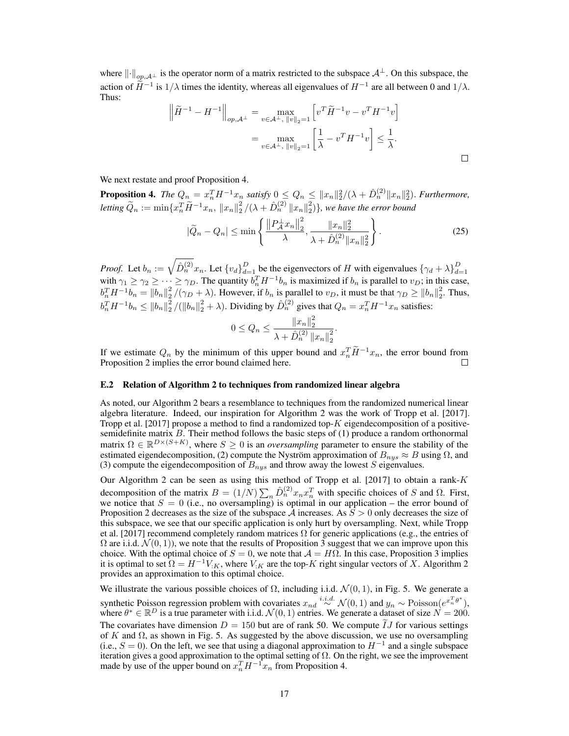where $\|\cdot\|_{op,\mathcal{A}^\perp}$ is the operator norm of a matrix restricted to the subspace $\mathcal{A}^\perp$. On this subspace, the action of $\widetilde{H}^{-1}$ is $1/\lambda$ times the identity, whereas all eigenvalues of $H^{-1}$ are all between 0 and $1/\lambda$. Thus:

$$
\begin{aligned}
\left\|\widetilde{H}^{-1} - H^{-1}\right\|_{op,\mathcal{A}^\perp} &= \max_{v \in \mathcal{A}^\perp,\, \|v\|_2 = 1} \left[v^T \widetilde{H}^{-1} v - v^T H^{-1} v\right] \\
&= \max_{v \in \mathcal{A}^\perp,\, \|v\|_2 = 1} \left[\frac{1}{\lambda} - v^T H^{-1} v\right] \leq \frac{1}{\lambda}.
\end{aligned}
$$

□

We next restate and proof Proposition 4.

**Proposition 4.** *The $Q_n = x_n^T H^{-1} x_n$ satisfy $0 \leq Q_n \leq \|x_n\|_2^2 / (\lambda + \hat{D}_n^{(2)} \|x_n\|_2^2)$. Furthermore, letting $\widetilde{Q}_n := \min\{x_n^T \widetilde{H}^{-1} x_n,\, \|x_n\|_2^2 / (\lambda + \hat{D}_n^{(2)} \|x_n\|_2^2)\}$, we have the error bound*

$$
|\widetilde{Q}_n - Q_n| \leq \min\left\{\frac{\left\|P_{\mathcal{A}}^\perp x_n\right\|_2^2}{\lambda}, \frac{\|x_n\|_2^2}{\lambda + \hat{D}_n^{(2)} \|x_n\|_2^2}\right\}. \tag{25}
$$

*Proof.* Let $b_n := \sqrt{\hat{D}_n^{(2)}} x_n$. Let $\{v_d\}_{d=1}^D$ be the eigenvectors of $H$ with eigenvalues $\{\gamma_d + \lambda\}_{d=1}^D$ with $\gamma_1 \geq \gamma_2 \geq \cdots \geq \gamma_D$. The quantity $b_n^T H^{-1} b_n$ is maximized if $b_n$ is parallel to $v_D$; in this case, $b_n^T H^{-1} b_n = \|b_n\|_2^2 / (\gamma_D + \lambda)$. However, if $b_n$ is parallel to $v_D$, it must be that $\gamma_D \geq \|b_n\|_2^2$. Thus, $b_n^T H^{-1} b_n \leq \|b_n\|_2^2 / (\|b_n\|_2^2 + \lambda)$. Dividing by $\hat{D}_n^{(2)}$ gives that $Q_n = x_n^T H^{-1} x_n$ satisfies:

$$
0 \leq Q_n \leq \frac{\|x_n\|_2^2}{\lambda + \hat{D}_n^{(2)} \|x_n\|_2^2}.
$$

If we estimate $Q_n$ by the minimum of this upper bound and $x_n^T \widetilde{H}^{-1} x_n$, the error bound from Proposition 2 implies the error bound claimed here. □

### E.2 Relation of Algorithm 2 to techniques from randomized linear algebra

As noted, our Algorithm 2 bears a resemblance to techniques from the randomized numerical linear algebra literature. Indeed, our inspiration for Algorithm 2 was the work of Tropp et al. [2017]. Tropp et al. [2017] propose a method to find a randomized top-$K$ eigendecomposition of a positive-semidefinite matrix $B$. Their method follows the basic steps of (1) produce a random orthonormal matrix $\Omega \in \mathbb{R}^{D \times (S+K)}$, where $S \geq 0$ is an *oversampling* parameter to ensure the stability of the estimated eigendecomposition, (2) compute the Nyström approximation of $B_{nys} \approx B$ using $\Omega$, and (3) compute the eigendecomposition of $B_{nys}$ and throw away the lowest $S$ eigenvalues.

Our Algorithm 2 can be seen as using this method of Tropp et al. [2017] to obtain a rank-$K$ decomposition of the matrix $B = (1/N) \sum_n \hat{D}_n^{(2)} x_n x_n^T$ with specific choices of $S$ and $\Omega$. First, we notice that $S = 0$ (i.e., no oversampling) is optimal in our application – the error bound of Proposition 2 decreases as the size of the subspace $\mathcal{A}$ increases. As $S > 0$ only decreases the size of this subspace, we see that our specific application is only hurt by oversampling. Next, while Tropp et al. [2017] recommend completely random matrices $\Omega$ for generic applications (e.g., the entries of $\Omega$ are i.i.d. $\mathcal{N}(0, 1)$), we note that the results of Proposition 3 suggest that we can improve upon this choice. With the optimal choice of $S = 0$, we note that $\mathcal{A} = H\Omega$. In this case, Proposition 3 implies it is optimal to set $\Omega = H^{-1} V_{:K}$, where $V_{:K}$ are the top-$K$ right singular vectors of $X$. Algorithm 2 provides an approximation to this optimal choice.

We illustrate the various possible choices of $\Omega$, including i.i.d. $\mathcal{N}(0, 1)$, in Fig. 5. We generate a synthetic Poisson regression problem with covariates $x_{nd} \overset{i.i.d.}{\sim} \mathcal{N}(0, 1)$ and $y_n \sim \text{Poisson}(e^{x_n^T \theta^*})$, where $\theta^* \in \mathbb{R}^D$ is a true parameter with i.i.d. $\mathcal{N}(0, 1)$ entries. We generate a dataset of size $N = 200$. The covariates have dimension $D = 150$ but are of rank 50. We compute $\widetilde{I}J$ for various settings of $K$ and $\Omega$, as shown in Fig. 5. As suggested by the above discussion, we use no oversampling (i.e., $S = 0$). On the left, we see that using a diagonal approximation to $H^{-1}$ and a single subspace iteration gives a good approximation to the optimal setting of $\Omega$. On the right, we see the improvement made by use of the upper bound on $x_n^T H^{-1} x_n$ from Proposition 4.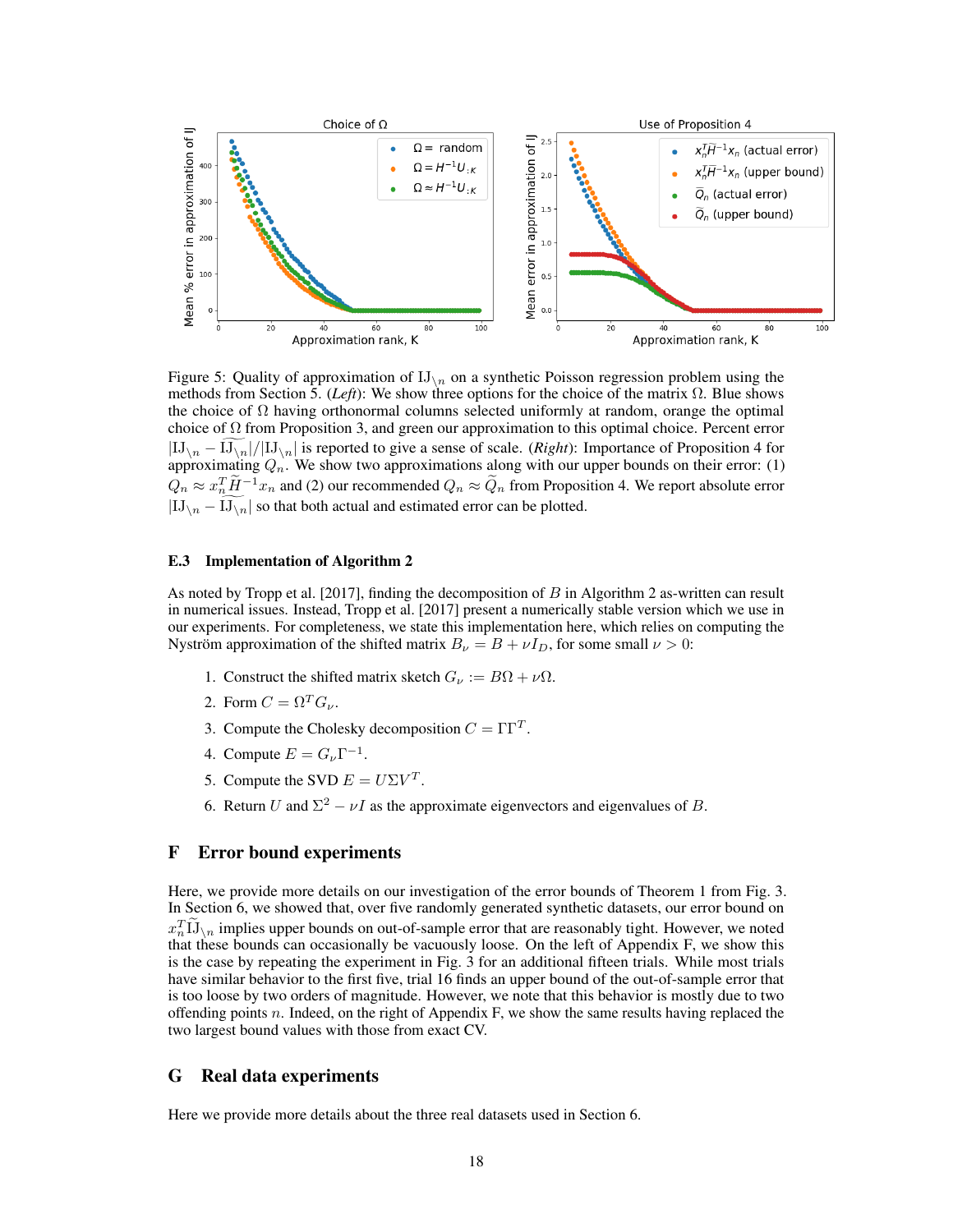Figure 5: Quality of approximation of $\mathrm{IJ}_{\setminus n}$ on a synthetic Poisson regression problem using the methods from Section 5. (*Left*): We show three options for the choice of the matrix $\Omega$. Blue shows the choice of $\Omega$ having orthonormal columns selected uniformly at random, orange the optimal choice of $\Omega$ from Proposition 3, and green our approximation to this optimal choice. Percent error $|\mathrm{IJ}_{\setminus n} - \widetilde{\mathrm{IJ}}_{\setminus n}| / |\mathrm{IJ}_{\setminus n}|$ is reported to give a sense of scale. (*Right*): Importance of Proposition 4 for approximating $Q_n$. We show two approximations along with our upper bounds on their error: (1) $Q_n \approx x_n^T \widetilde{H}^{-1} x_n$ and (2) our recommended $Q_n \approx \widetilde{Q}_n$ from Proposition 4. We report absolute error $|\mathrm{IJ}_{\setminus n} - \widetilde{\mathrm{IJ}}_{\setminus n}|$ so that both actual and estimated error can be plotted.

### E.3 Implementation of Algorithm 2

As noted by Tropp et al. [2017], finding the decomposition of $B$ in Algorithm 2 as-written can result in numerical issues. Instead, Tropp et al. [2017] present a numerically stable version which we use in our experiments. For completeness, we state this implementation here, which relies on computing the Nyström approximation of the shifted matrix $B_\nu = B + \nu I_D$, for some small $\nu > 0$:

1. Construct the shifted matrix sketch $G_\nu := B\Omega + \nu\Omega$.
2. Form $C = \Omega^T G_\nu$.
3. Compute the Cholesky decomposition $C = \Gamma\Gamma^T$.
4. Compute $E = G_\nu \Gamma^{-1}$.
5. Compute the SVD $E = U\Sigma V^T$.
6. Return $U$ and $\Sigma^2 - \nu I$ as the approximate eigenvectors and eigenvalues of $B$.

## F Error bound experiments

Here, we provide more details on our investigation of the error bounds of Theorem 1 from Fig. 3. In Section 6, we showed that, over five randomly generated synthetic datasets, our error bound on $x_n^T \widetilde{\mathrm{IJ}}_{\setminus n}$ implies upper bounds on out-of-sample error that are reasonably tight. However, we noted that these bounds can occasionally be vacuously loose. On the left of Appendix F, we show this is the case by repeating the experiment in Fig. 3 for an additional fifteen trials. While most trials have similar behavior to the first five, trial 16 finds an upper bound of the out-of-sample error that is too loose by two orders of magnitude. However, we note that this behavior is mostly due to two offending points $n$. Indeed, on the right of Appendix F, we show the same results having replaced the two largest bound values with those from exact CV.

## G Real data experiments

Here we provide more details about the three real datasets used in Section 6.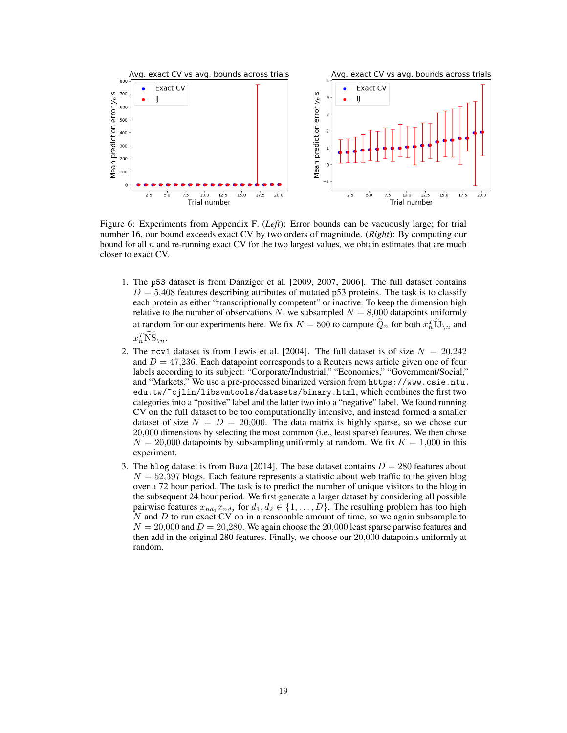Avg. exact CV vs avg. bounds across trials

800

700

600

500

400

300

200

100

0

Mean prediction error $y_n$'s

Exact CV

IJ

2.5 5.0 7.5 10.0 12.5 15.0 17.5 20.0

Trial number

Avg. exact CV vs avg. bounds across trials

5

4

3

2

1

0

−1

Mean prediction error $y_n$'s

Exact CV

IJ

2.5 5.0 7.5 10.0 12.5 15.0 17.5 20.0

Trial number

Figure 6: Experiments from Appendix F. (*Left*): Error bounds can be vacuously large; for trial number 16, our bound exceeds exact CV by two orders of magnitude. (*Right*): By computing our bound for all $n$ and re-running exact CV for the two largest values, we obtain estimates that are much closer to exact CV.

1. The `p53` dataset is from Danziger et al. [2009, 2007, 2006]. The full dataset contains $D = 5{,}408$ features describing attributes of mutated p53 proteins. The task is to classify each protein as either "transcriptionally competent" or inactive. To keep the dimension high relative to the number of observations $N$, we subsampled $N = 8{,}000$ datapoints uniformly at random for our experiments here. We fix $K = 500$ to compute $\widetilde{Q}_n$ for both $x_n^T \widetilde{\mathrm{IJ}}_{\backslash n}$ and $x_n^T \widetilde{\mathrm{NS}}_{\backslash n}$.
2. The `rcv1` dataset is from Lewis et al. [2004]. The full dataset is of size $N = 20{,}242$ and $D = 47{,}236$. Each datapoint corresponds to a Reuters news article given one of four labels according to its subject: "Corporate/Industrial," "Economics," "Government/Social," and "Markets." We use a pre-processed binarized version from `https://www.csie.ntu.edu.tw/~cjlin/libsvmtools/datasets/binary.html`, which combines the first two categories into a "positive" label and the latter two into a "negative" label. We found running CV on the full dataset to be too computationally intensive, and instead formed a smaller dataset of size $N = D = 20{,}000$. The data matrix is highly sparse, so we chose our 20,000 dimensions by selecting the most common (i.e., least sparse) features. We then chose $N = 20{,}000$ datapoints by subsampling uniformly at random. We fix $K = 1{,}000$ in this experiment.
3. The `blog` dataset is from Buza [2014]. The base dataset contains $D = 280$ features about $N = 52{,}397$ blogs. Each feature represents a statistic about web traffic to the given blog over a 72 hour period. The task is to predict the number of unique visitors to the blog in the subsequent 24 hour period. We first generate a larger dataset by considering all possible pairwise features $x_{nd_1} x_{nd_2}$ for $d_1, d_2 \in \{1, \dots, D\}$. The resulting problem has too high $N$ and $D$ to run exact CV on in a reasonable amount of time, so we again subsample to $N = 20{,}000$ and $D = 20{,}280$. We again choose the 20,000 least sparse parwise features and then add in the original 280 features. Finally, we choose our 20,000 datapoints uniformly at random.